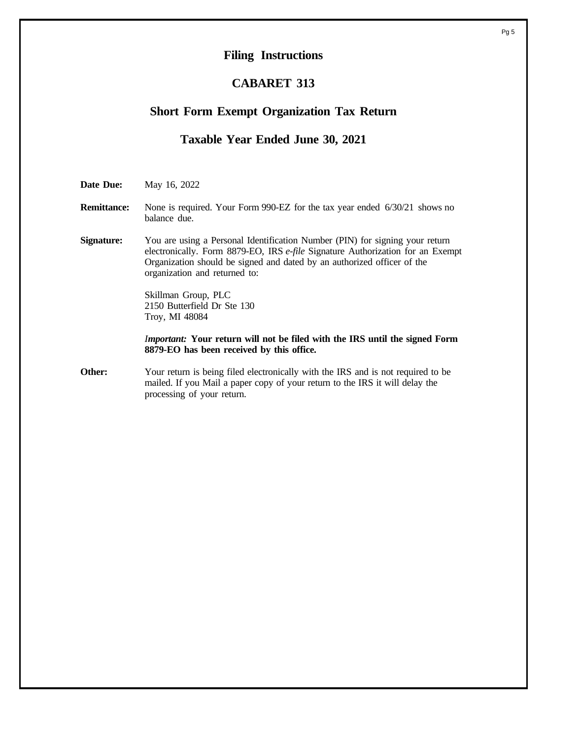# Filing Instructions

## CABARET 313

## Short Form Exempt Organization Tax Return

## Taxable Year Ended June 30, 2021

**Date Due:** May 16, 2022

**Remittance:** None is required. Your Form 990-EZ for the tax year ended 6/30/21 shows no balance due.

**Signature:** You are using a Personal Identification Number (PIN) for signing your return electronically. Form 8879-EO, IRS *e-file* Signature Authorization for an Exempt Organization should be signed and dated by an authorized officer of the organization and returned to:

Skillman Group, PLC
2150 Butterfield Dr Ste 130
Troy, MI 48084

***Important:*** **Your return will not be filed with the IRS until the signed Form 8879-EO has been received by this office.**

**Other:** Your return is being filed electronically with the IRS and is not required to be mailed. If you Mail a paper copy of your return to the IRS it will delay the processing of your return.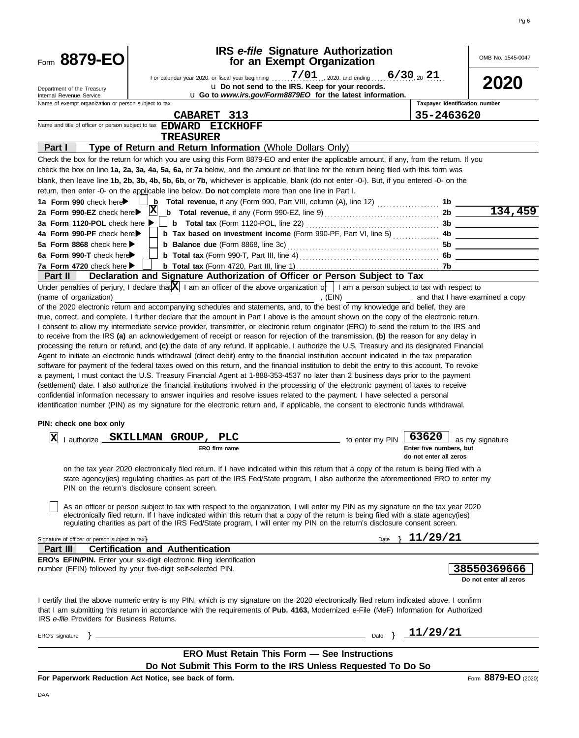# Form 8879-EO

## IRS *e-file* Signature Authorization for an Exempt Organization

OMB No. 1545-0047

**2020**

For calendar year 2020, or fiscal year beginning 7/01, 2020, and ending 6/30, 20 21

u Do not send to the IRS. Keep for your records.

u Go to *www.irs.gov/Form8879EO* for the latest information.

Department of the Treasury
Internal Revenue Service

Name of exempt organization or person subject to tax: **CABARET 313**

Taxpayer identification number: **35-2463620**

Name and title of officer or person subject to tax: **EDWARD EICKHOFF**
**TREASURER**

### Part I — Type of Return and Return Information (Whole Dollars Only)

Check the box for the return for which you are using this Form 8879-EO and enter the applicable amount, if any, from the return. If you check the box on line **1a, 2a, 3a, 4a, 5a, 6a,** or **7a** below, and the amount on that line for the return being filed with this form was blank, then leave line **1b, 2b, 3b, 4b, 5b, 6b,** or **7b,** whichever is applicable, blank (do not enter -0-). But, if you entered -0- on the return, then enter -0- on the applicable line below. **Do not** complete more than one line in Part I.

| Line | Check | Description | Line | Amount |
|---|---|---|---|---|
| 1a Form 990 check here | ☐ | b Total revenue, if any (Form 990, Part VIII, column (A), line 12) | 1b | |
| 2a Form 990-EZ check here | ☒ | b Total revenue, if any (Form 990-EZ, line 9) | 2b | 134,459 |
| 3a Form 1120-POL check here | ☐ | b Total tax (Form 1120-POL, line 22) | 3b | |
| 4a Form 990-PF check here | ☐ | b Tax based on investment income (Form 990-PF, Part VI, line 5) | 4b | |
| 5a Form 8868 check here | ☐ | b Balance due (Form 8868, line 3c) | 5b | |
| 6a Form 990-T check here | ☐ | b Total tax (Form 990-T, Part III, line 4) | 6b | |
| 7a Form 4720 check here | ☐ | b Total tax (Form 4720, Part III, line 1) | 7b | |

### Part II — Declaration and Signature Authorization of Officer or Person Subject to Tax

Under penalties of perjury, I declare that ☒ I am an officer of the above organization or ☐ I am a person subject to tax with respect to (name of organization) ____________, (EIN) ____________ and that I have examined a copy of the 2020 electronic return and accompanying schedules and statements, and, to the best of my knowledge and belief, they are true, correct, and complete. I further declare that the amount in Part I above is the amount shown on the copy of the electronic return. I consent to allow my intermediate service provider, transmitter, or electronic return originator (ERO) to send the return to the IRS and to receive from the IRS **(a)** an acknowledgement of receipt or reason for rejection of the transmission, **(b)** the reason for any delay in processing the return or refund, and **(c)** the date of any refund. If applicable, I authorize the U.S. Treasury and its designated Financial Agent to initiate an electronic funds withdrawal (direct debit) entry to the financial institution account indicated in the tax preparation software for payment of the federal taxes owed on this return, and the financial institution to debit the entry to this account. To revoke a payment, I must contact the U.S. Treasury Financial Agent at 1-888-353-4537 no later than 2 business days prior to the payment (settlement) date. I also authorize the financial institutions involved in the processing of the electronic payment of taxes to receive confidential information necessary to answer inquiries and resolve issues related to the payment. I have selected a personal identification number (PIN) as my signature for the electronic return and, if applicable, the consent to electronic funds withdrawal.

**PIN: check one box only**

☒ I authorize **SKILLMAN GROUP, PLC** (ERO firm name) to enter my PIN **63620** (Enter five numbers, but do not enter all zeros) as my signature on the tax year 2020 electronically filed return. If I have indicated within this return that a copy of the return is being filed with a state agency(ies) regulating charities as part of the IRS Fed/State program, I also authorize the aforementioned ERO to enter my PIN on the return's disclosure consent screen.

☐ As an officer or person subject to tax with respect to the organization, I will enter my PIN as my signature on the tax year 2020 electronically filed return. If I have indicated within this return that a copy of the return is being filed with a state agency(ies) regulating charities as part of the IRS Fed/State program, I will enter my PIN on the return's disclosure consent screen.

Signature of officer or person subject to tax } ____________ Date } **11/29/21**

### Part III — Certification and Authentication

**ERO's EFIN/PIN.** Enter your six-digit electronic filing identification number (EFIN) followed by your five-digit self-selected PIN.

**38550369666**
Do not enter all zeros

I certify that the above numeric entry is my PIN, which is my signature on the 2020 electronically filed return indicated above. I confirm that I am submitting this return in accordance with the requirements of **Pub. 4163,** Modernized e-File (MeF) Information for Authorized IRS *e-file* Providers for Business Returns.

ERO's signature } ____________ Date } **11/29/21**

**ERO Must Retain This Form — See Instructions**

**Do Not Submit This Form to the IRS Unless Requested To Do So**

**For Paperwork Reduction Act Notice, see back of form.**

Form **8879-EO** (2020)

DAA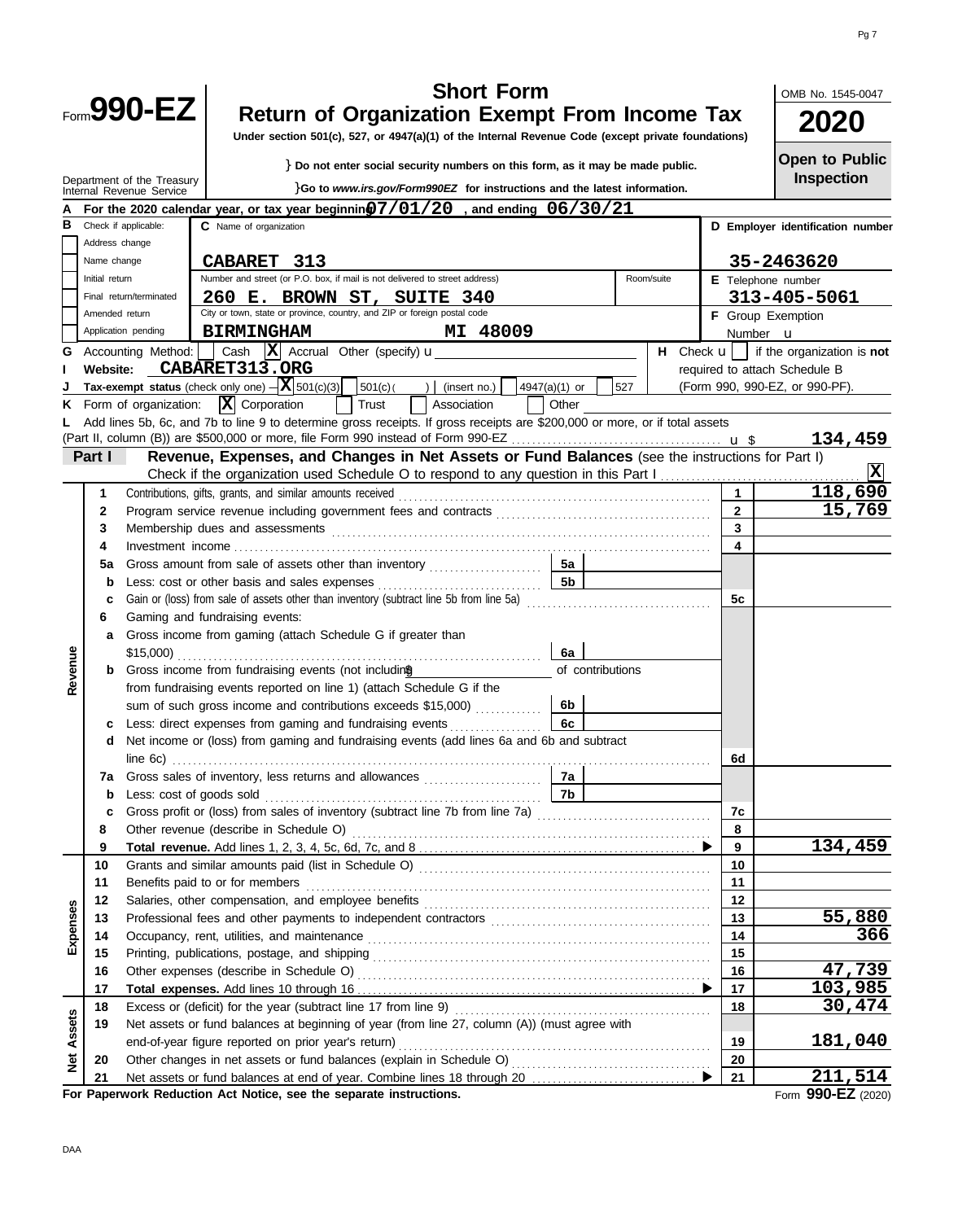# Form 990-EZ

## Short Form
## Return of Organization Exempt From Income Tax

OMB No. 1545-0047

**2020**

**Open to Public Inspection**

Under section 501(c), 527, or 4947(a)(1) of the Internal Revenue Code (except private foundations)

Do not enter social security numbers on this form, as it may be made public.

Go to *www.irs.gov/Form990EZ* for instructions and the latest information.

Department of the Treasury
Internal Revenue Service

**A** For the 2020 calendar year, or tax year beginning 07/01/20 , and ending 06/30/21

**B** Check if applicable:
- [ ] Address change
- [ ] Name change
- [ ] Initial return
- [ ] Final return/terminated
- [ ] Amended return
- [ ] Application pending

**C** Name of organization: CABARET 313

Number and street (or P.O. box, if mail is not delivered to street address): 260 E. BROWN ST, SUITE 340 — Room/suite:

City or town, state or province, country, and ZIP or foreign postal code: BIRMINGHAM MI 48009

**D** Employer identification number: 35-2463620

**E** Telephone number: 313-405-5061

**F** Group Exemption Number

**G** Accounting Method: [ ] Cash [X] Accrual Other (specify)

**H** Check [ ] if the organization is **not** required to attach Schedule B (Form 990, 990-EZ, or 990-PF).

**I** Website: CABARET313.ORG

**J** Tax-exempt status (check only one) — [X] 501(c)(3) [ ] 501(c)( ) (insert no.) [ ] 4947(a)(1) or [ ] 527

**K** Form of organization: [X] Corporation [ ] Trust [ ] Association [ ] Other

**L** Add lines 5b, 6c, and 7b to line 9 to determine gross receipts. If gross receipts are $200,000 or more, or if total assets (Part II, column (B)) are $500,000 or more, file Form 990 instead of Form 990-EZ ..... $ 134,459

**Part I — Revenue, Expenses, and Changes in Net Assets or Fund Balances** (see the instructions for Part I)

Check if the organization used Schedule O to respond to any question in this Part I ..... [X]

| | Line | Description | | | Line | Amount |
|---|---|---|---|---|---|---|
| Revenue | 1 | Contributions, gifts, grants, and similar amounts received | | | 1 | 118,690 |
| | 2 | Program service revenue including government fees and contracts | | | 2 | 15,769 |
| | 3 | Membership dues and assessments | | | 3 | |
| | 4 | Investment income | | | 4 | |
| | 5a | Gross amount from sale of assets other than inventory | 5a | | | |
| | b | Less: cost or other basis and sales expenses | 5b | | | |
| | c | Gain or (loss) from sale of assets other than inventory (subtract line 5b from line 5a) | | | 5c | |
| | 6 | Gaming and fundraising events: | | | | |
| | a | Gross income from gaming (attach Schedule G if greater than $15,000) | 6a | | | |
| | b | Gross income from fundraising events (not including $ of contributions from fundraising events reported on line 1) (attach Schedule G if the sum of such gross income and contributions exceeds $15,000) | 6b | | | |
| | c | Less: direct expenses from gaming and fundraising events | 6c | | | |
| | d | Net income or (loss) from gaming and fundraising events (add lines 6a and 6b and subtract line 6c) | | | 6d | |
| | 7a | Gross sales of inventory, less returns and allowances | 7a | | | |
| | b | Less: cost of goods sold | 7b | | | |
| | c | Gross profit or (loss) from sales of inventory (subtract line 7b from line 7a) | | | 7c | |
| | 8 | Other revenue (describe in Schedule O) | | | 8 | |
| | 9 | **Total revenue.** Add lines 1, 2, 3, 4, 5c, 6d, 7c, and 8 | | | 9 | 134,459 |
| Expenses | 10 | Grants and similar amounts paid (list in Schedule O) | | | 10 | |
| | 11 | Benefits paid to or for members | | | 11 | |
| | 12 | Salaries, other compensation, and employee benefits | | | 12 | |
| | 13 | Professional fees and other payments to independent contractors | | | 13 | 55,880 |
| | 14 | Occupancy, rent, utilities, and maintenance | | | 14 | 366 |
| | 15 | Printing, publications, postage, and shipping | | | 15 | |
| | 16 | Other expenses (describe in Schedule O) | | | 16 | 47,739 |
| | 17 | **Total expenses.** Add lines 10 through 16 | | | 17 | 103,985 |
| Net Assets | 18 | Excess or (deficit) for the year (subtract line 17 from line 9) | | | 18 | 30,474 |
| | 19 | Net assets or fund balances at beginning of year (from line 27, column (A)) (must agree with end-of-year figure reported on prior year's return) | | | 19 | 181,040 |
| | 20 | Other changes in net assets or fund balances (explain in Schedule O) | | | 20 | |
| | 21 | Net assets or fund balances at end of year. Combine lines 18 through 20 | | | 21 | 211,514 |

**For Paperwork Reduction Act Notice, see the separate instructions.**

Form **990-EZ** (2020)

DAA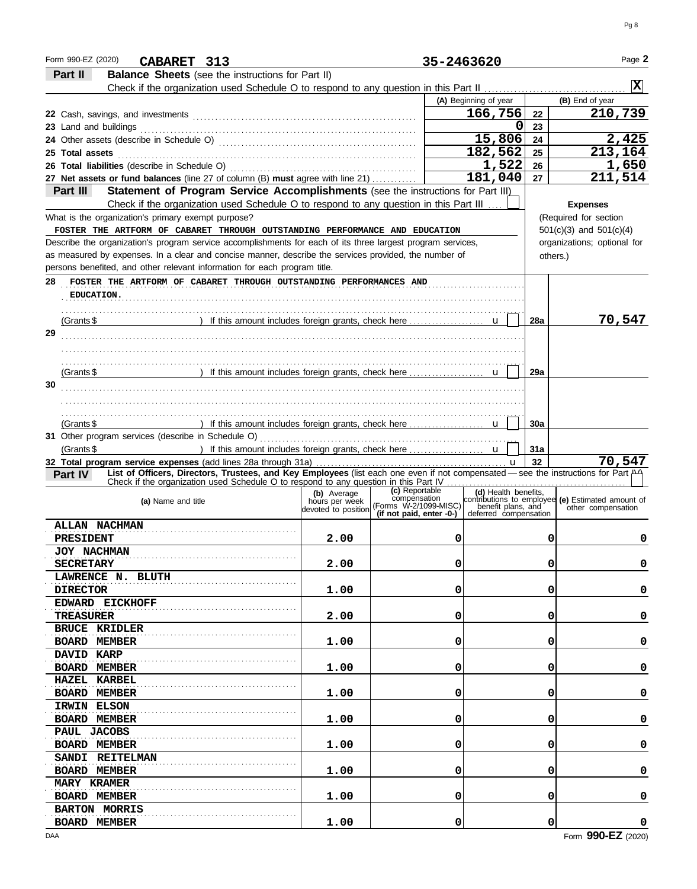Form 990-EZ (2020) **CABARET 313** **35-2463620** Page **2**

## Part II — Balance Sheets (see the instructions for Part II)

Check if the organization used Schedule O to respond to any question in this Part II . . . . . [X]

| | (A) Beginning of year | | (B) End of year |
|---|---|---|---|
| 22 Cash, savings, and investments | 166,756 | 22 | 210,739 |
| 23 Land and buildings | 0 | 23 | |
| 24 Other assets (describe in Schedule O) | 15,806 | 24 | 2,425 |
| 25 **Total assets** | 182,562 | 25 | 213,164 |
| 26 **Total liabilities** (describe in Schedule O) | 1,522 | 26 | 1,650 |
| 27 **Net assets or fund balances** (line 27 of column (B) **must** agree with line 21) | 181,040 | 27 | 211,514 |

## Part III — Statement of Program Service Accomplishments (see the instructions for Part III)

Check if the organization used Schedule O to respond to any question in this Part III . . . . [ ]

What is the organization's primary exempt purpose?

FOSTER THE ARTFORM OF CABARET THROUGH OUTSTANDING PERFORMANCE AND EDUCATION

Describe the organization's program service accomplishments for each of its three largest program services, as measured by expenses. In a clear and concise manner, describe the services provided, the number of persons benefited, and other relevant information for each program title.

**Expenses** (Required for section 501(c)(3) and 501(c)(4) organizations; optional for others.)

| | | | Expenses |
|---|---|---|---|
| 28 | FOSTER THE ARTFORM OF CABARET THROUGH OUTSTANDING PERFORMANCES AND EDUCATION. (Grants $ ) If this amount includes foreign grants, check here [ ] | 28a | 70,547 |
| 29 | (Grants $ ) If this amount includes foreign grants, check here [ ] | 29a | |
| 30 | (Grants $ ) If this amount includes foreign grants, check here [ ] | 30a | |
| 31 | Other program services (describe in Schedule O) (Grants $ ) If this amount includes foreign grants, check here [ ] | 31a | |
| 32 | **Total program service expenses** (add lines 28a through 31a) | 32 | 70,547 |

## Part IV — List of Officers, Directors, Trustees, and Key Employees (list each one even if not compensated — see the instructions for Part IV)

Check if the organization used Schedule O to respond to any question in this Part IV . . . . [ ]

| (a) Name and title | (b) Average hours per week devoted to position | (c) Reportable compensation (Forms W-2/1099-MISC) (if not paid, enter -0-) | (d) Health benefits, contributions to employee benefit plans, and deferred compensation | (e) Estimated amount of other compensation |
|---|---|---|---|---|
| ALLAN NACHMAN<br>PRESIDENT | 2.00 | 0 | 0 | 0 |
| JOY NACHMAN<br>SECRETARY | 2.00 | 0 | 0 | 0 |
| LAWRENCE N. BLUTH<br>DIRECTOR | 1.00 | 0 | 0 | 0 |
| EDWARD EICKHOFF<br>TREASURER | 2.00 | 0 | 0 | 0 |
| BRUCE KRIDLER<br>BOARD MEMBER | 1.00 | 0 | 0 | 0 |
| DAVID KARP<br>BOARD MEMBER | 1.00 | 0 | 0 | 0 |
| HAZEL KARBEL<br>BOARD MEMBER | 1.00 | 0 | 0 | 0 |
| IRWIN ELSON<br>BOARD MEMBER | 1.00 | 0 | 0 | 0 |
| PAUL JACOBS<br>BOARD MEMBER | 1.00 | 0 | 0 | 0 |
| SANDI REITELMAN<br>BOARD MEMBER | 1.00 | 0 | 0 | 0 |
| MARY KRAMER<br>BOARD MEMBER | 1.00 | 0 | 0 | 0 |
| BARTON MORRIS<br>BOARD MEMBER | 1.00 | 0 | 0 | 0 |

DAA Form **990-EZ** (2020)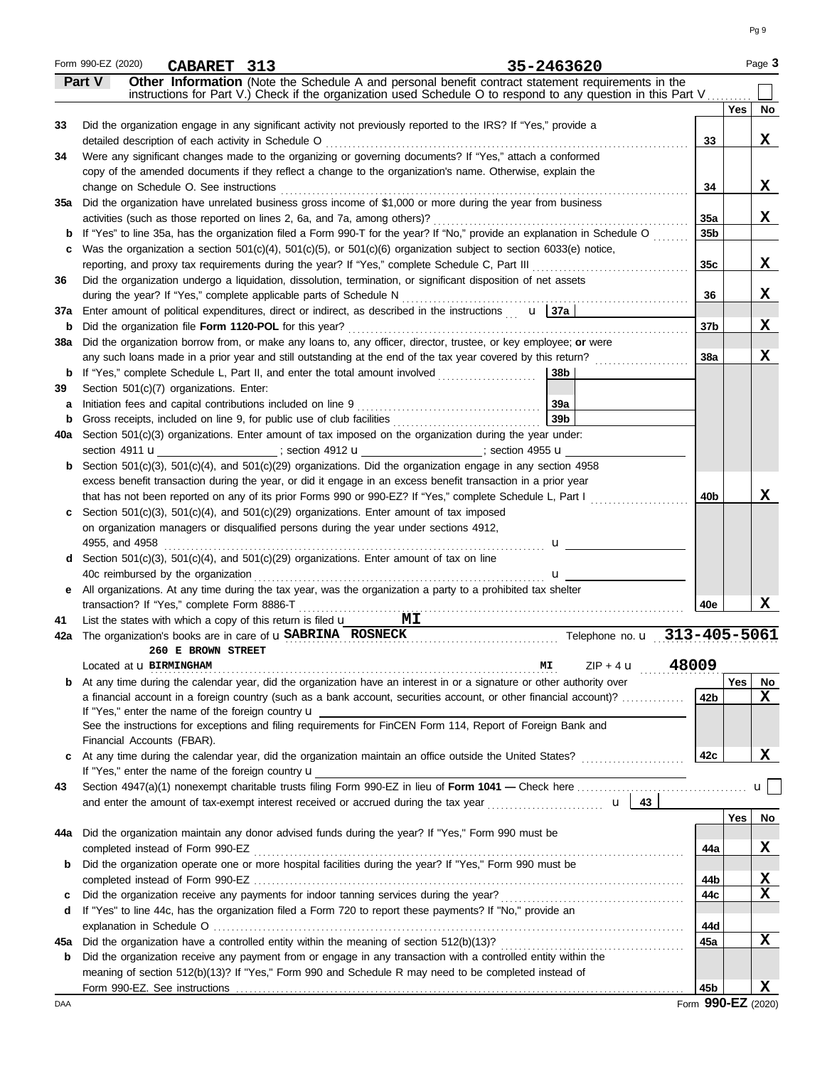Form 990-EZ (2020) **CABARET 313** **35-2463620** Page **3**

## Part V Other Information

**Other Information** (Note the Schedule A and personal benefit contract statement requirements in the instructions for Part V.) Check if the organization used Schedule O to respond to any question in this Part V ☐

| | | | Yes | No |
|---|---|---|---|---|
| **33** | Did the organization engage in any significant activity not previously reported to the IRS? If "Yes," provide a detailed description of each activity in Schedule O | 33 | | X |
| **34** | Were any significant changes made to the organizing or governing documents? If "Yes," attach a conformed copy of the amended documents if they reflect a change to the organization's name. Otherwise, explain the change on Schedule O. See instructions | 34 | | X |
| **35a** | Did the organization have unrelated business gross income of $1,000 or more during the year from business activities (such as those reported on lines 2, 6a, and 7a, among others)? | 35a | | X |
| **b** | If "Yes" to line 35a, has the organization filed a Form 990-T for the year? If "No," provide an explanation in Schedule O | 35b | | |
| **c** | Was the organization a section 501(c)(4), 501(c)(5), or 501(c)(6) organization subject to section 6033(e) notice, reporting, and proxy tax requirements during the year? If "Yes," complete Schedule C, Part III | 35c | | X |
| **36** | Did the organization undergo a liquidation, dissolution, termination, or significant disposition of net assets during the year? If "Yes," complete applicable parts of Schedule N | 36 | | X |
| **37a** | Enter amount of political expenditures, direct or indirect, as described in the instructions ▶ 37a | | | |
| **b** | Did the organization file **Form 1120-POL** for this year? | 37b | | X |
| **38a** | Did the organization borrow from, or make any loans to, any officer, director, trustee, or key employee; **or** were any such loans made in a prior year and still outstanding at the end of the tax year covered by this return? | 38a | | X |
| **b** | If "Yes," complete Schedule L, Part II, and enter the total amount involved 38b | | | |
| **39** | Section 501(c)(7) organizations. Enter: | | | |
| **a** | Initiation fees and capital contributions included on line 9 39a | | | |
| **b** | Gross receipts, included on line 9, for public use of club facilities 39b | | | |
| **40a** | Section 501(c)(3) organizations. Enter amount of tax imposed on the organization during the year under: section 4911 ▶ ______ ; section 4912 ▶ ______ ; section 4955 ▶ ______ | | | |
| **b** | Section 501(c)(3), 501(c)(4), and 501(c)(29) organizations. Did the organization engage in any section 4958 excess benefit transaction during the year, or did it engage in an excess benefit transaction in a prior year that has not been reported on any of its prior Forms 990 or 990-EZ? If "Yes," complete Schedule L, Part I | 40b | | X |
| **c** | Section 501(c)(3), 501(c)(4), and 501(c)(29) organizations. Enter amount of tax imposed on organization managers or disqualified persons during the year under sections 4912, 4955, and 4958 ▶ | | | |
| **d** | Section 501(c)(3), 501(c)(4), and 501(c)(29) organizations. Enter amount of tax on line 40c reimbursed by the organization ▶ | | | |
| **e** | All organizations. At any time during the tax year, was the organization a party to a prohibited tax shelter transaction? If "Yes," complete Form 8886-T | 40e | | X |

**41** List the states with which a copy of this return is filed ▶ **MI**

**42a** The organization's books are in care of ▶ **SABRINA ROSNECK** Telephone no. ▶ **313-405-5061**

Located at ▶ **260 E BROWN STREET BIRMINGHAM MI** ZIP + 4 ▶ **48009**

| | | | Yes | No |
|---|---|---|---|---|
| **b** | At any time during the calendar year, did the organization have an interest in or a signature or other authority over a financial account in a foreign country (such as a bank account, securities account, or other financial account)? If "Yes," enter the name of the foreign country ▶ See the instructions for exceptions and filing requirements for FinCEN Form 114, Report of Foreign Bank and Financial Accounts (FBAR). | 42b | | X |
| **c** | At any time during the calendar year, did the organization maintain an office outside the United States? If "Yes," enter the name of the foreign country ▶ | 42c | | X |

**43** Section 4947(a)(1) nonexempt charitable trusts filing Form 990-EZ in lieu of **Form 1041 —** Check here ▶ ☐ and enter the amount of tax-exempt interest received or accrued during the tax year ▶ 43

| | | | Yes | No |
|---|---|---|---|---|
| **44a** | Did the organization maintain any donor advised funds during the year? If "Yes," Form 990 must be completed instead of Form 990-EZ | 44a | | X |
| **b** | Did the organization operate one or more hospital facilities during the year? If "Yes," Form 990 must be completed instead of Form 990-EZ | 44b | | X |
| **c** | Did the organization receive any payments for indoor tanning services during the year? | 44c | | X |
| **d** | If "Yes" to line 44c, has the organization filed a Form 720 to report these payments? If "No," provide an explanation in Schedule O | 44d | | |
| **45a** | Did the organization have a controlled entity within the meaning of section 512(b)(13)? | 45a | | X |
| **b** | Did the organization receive any payment from or engage in any transaction with a controlled entity within the meaning of section 512(b)(13)? If "Yes," Form 990 and Schedule R may need to be completed instead of Form 990-EZ. See instructions | 45b | | X |

DAA Form **990-EZ** (2020)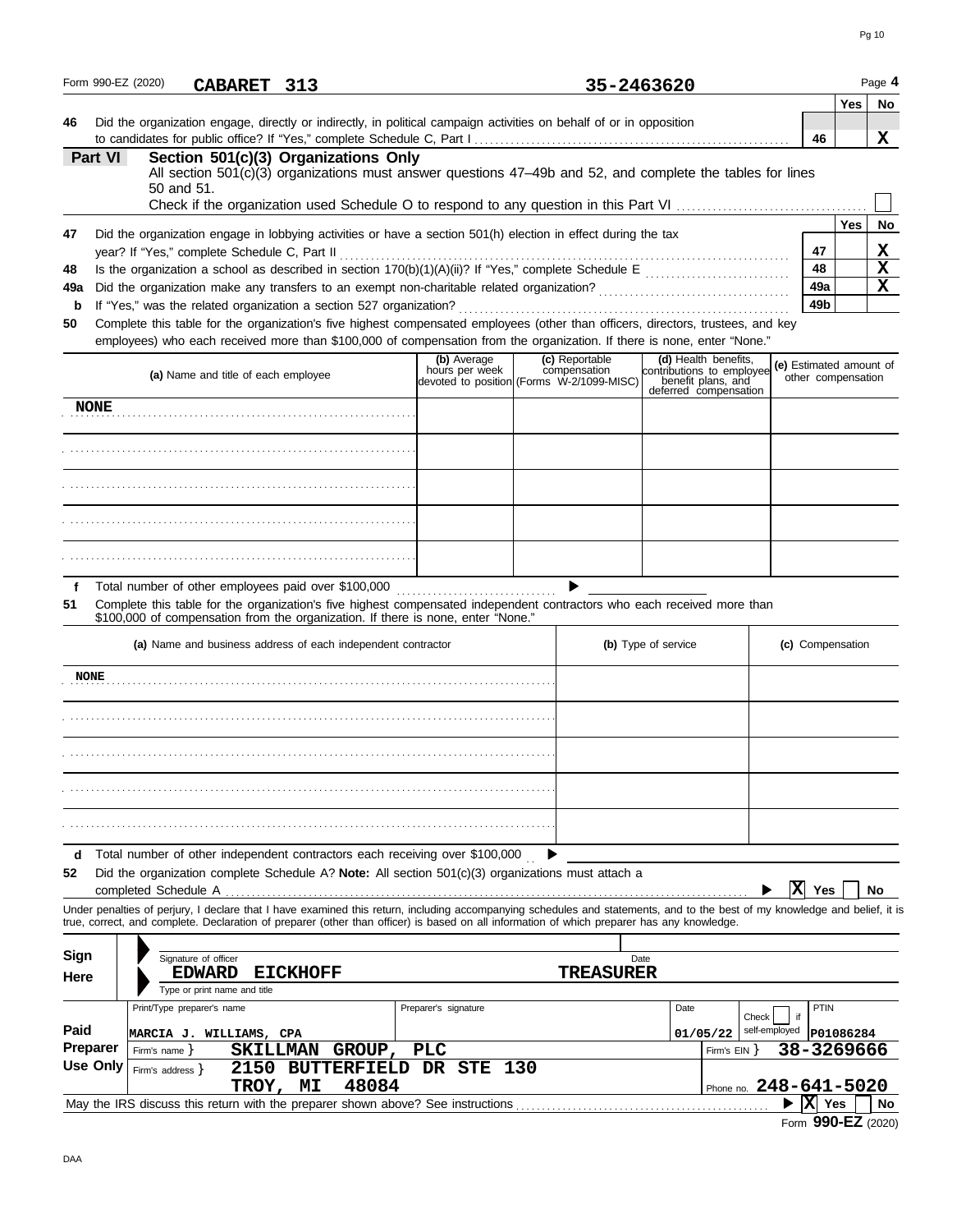Form 990-EZ (2020) **CABARET 313** **35-2463620** Page **4**

| | | | Yes | No |
|---|---|---|---|---|
| **46** | Did the organization engage, directly or indirectly, in political campaign activities on behalf of or in opposition to candidates for public office? If "Yes," complete Schedule C, Part I | **46** | | **X** |

## Part VI Section 501(c)(3) Organizations Only

All section 501(c)(3) organizations must answer questions 47–49b and 52, and complete the tables for lines 50 and 51.

Check if the organization used Schedule O to respond to any question in this Part VI ☐

| | | | Yes | No |
|---|---|---|---|---|
| **47** | Did the organization engage in lobbying activities or have a section 501(h) election in effect during the tax year? If "Yes," complete Schedule C, Part II | **47** | | **X** |
| **48** | Is the organization a school as described in section 170(b)(1)(A)(ii)? If "Yes," complete Schedule E | **48** | | **X** |
| **49a** | Did the organization make any transfers to an exempt non-charitable related organization? | **49a** | | **X** |
| **b** | If "Yes," was the related organization a section 527 organization? | **49b** | | |

**50** Complete this table for the organization's five highest compensated employees (other than officers, directors, trustees, and key employees) who each received more than $100,000 of compensation from the organization. If there is none, enter "None."

| (a) Name and title of each employee | (b) Average hours per week devoted to position | (c) Reportable compensation (Forms W-2/1099-MISC) | (d) Health benefits, contributions to employee benefit plans, and deferred compensation | (e) Estimated amount of other compensation |
|---|---|---|---|---|
| NONE | | | | |
| | | | | |
| | | | | |
| | | | | |
| | | | | |

**f** Total number of other employees paid over $100,000 ▶

**51** Complete this table for the organization's five highest compensated independent contractors who each received more than $100,000 of compensation from the organization. If there is none, enter "None."

| (a) Name and business address of each independent contractor | (b) Type of service | (c) Compensation |
|---|---|---|
| NONE | | |
| | | |
| | | |
| | | |
| | | |

**d** Total number of other independent contractors each receiving over $100,000 ▶

**52** Did the organization complete Schedule A? **Note:** All section 501(c)(3) organizations must attach a completed Schedule A ▶ **X** Yes ☐ No

Under penalties of perjury, I declare that I have examined this return, including accompanying schedules and statements, and to the best of my knowledge and belief, it is true, correct, and complete. Declaration of preparer (other than officer) is based on all information of which preparer has any knowledge.

**Sign Here**

Signature of officer — Date

**EDWARD EICKHOFF** — **TREASURER**

Type or print name and title

**Paid Preparer Use Only**

| Print/Type preparer's name | Preparer's signature | Date | Check ☐ if self-employed | PTIN |
|---|---|---|---|---|
| MARCIA J. WILLIAMS, CPA | | 01/05/22 | | P01086284 |

Firm's name } **SKILLMAN GROUP, PLC** — Firm's EIN } **38-3269666**

Firm's address } **2150 BUTTERFIELD DR STE 130 TROY, MI 48084** — Phone no. **248-641-5020**

May the IRS discuss this return with the preparer shown above? See instructions ▶ **X** Yes ☐ No

Form **990-EZ** (2020)

DAA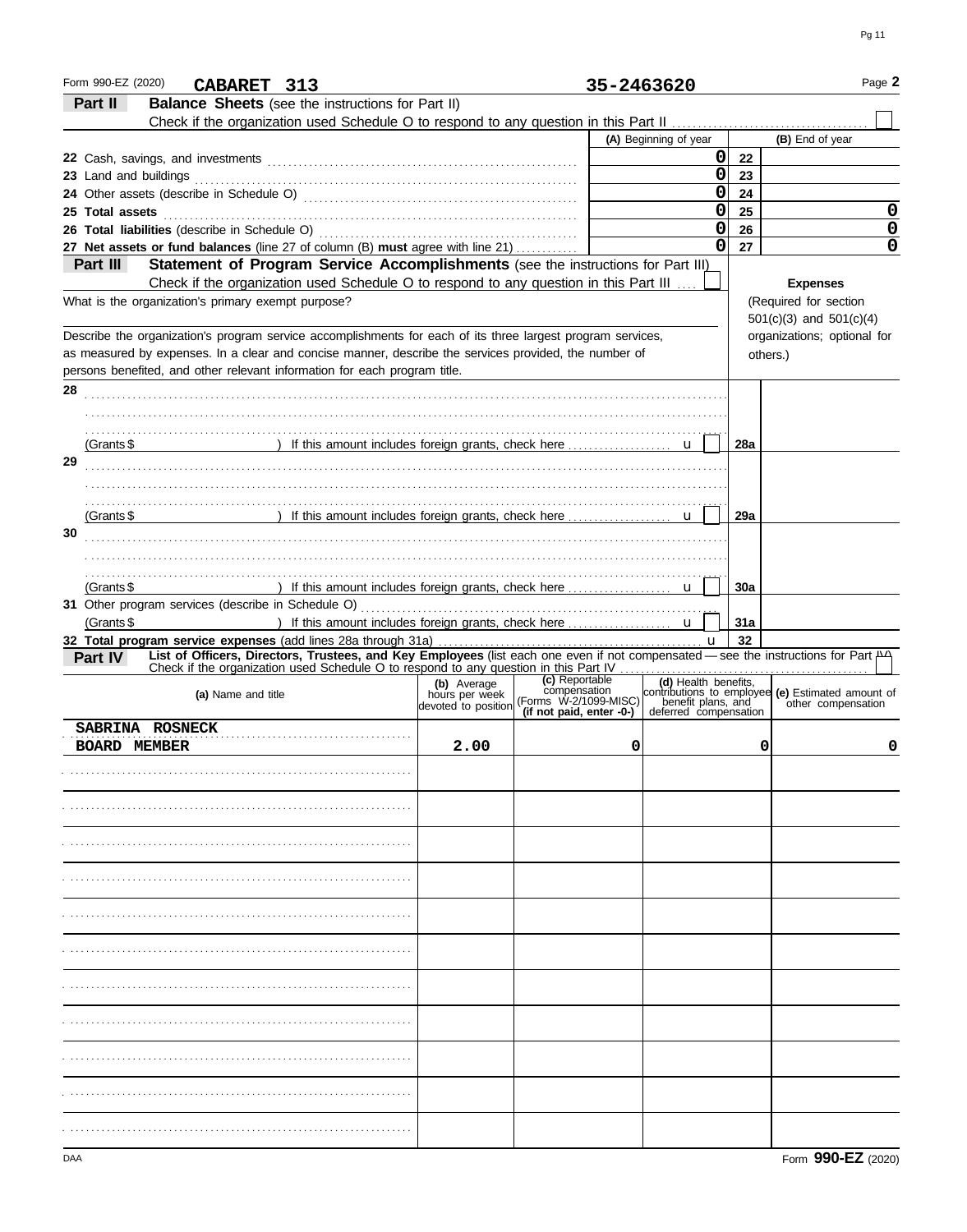Form 990-EZ (2020) **CABARET 313** **35-2463620** Page **2**

**Part II** **Balance Sheets** (see the instructions for Part II)

Check if the organization used Schedule O to respond to any question in this Part II ☐

| | (A) Beginning of year | | (B) End of year |
|---|---|---|---|
| **22** Cash, savings, and investments | 0 | 22 | |
| **23** Land and buildings | 0 | 23 | |
| **24** Other assets (describe in Schedule O) | 0 | 24 | |
| **25** **Total assets** | 0 | 25 | 0 |
| **26** **Total liabilities** (describe in Schedule O) | 0 | 26 | 0 |
| **27** **Net assets or fund balances** (line 27 of column (B) **must** agree with line 21) | 0 | 27 | 0 |

**Part III** **Statement of Program Service Accomplishments** (see the instructions for Part III)

Check if the organization used Schedule O to respond to any question in this Part III ☐

**Expenses** (Required for section 501(c)(3) and 501(c)(4) organizations; optional for others.)

What is the organization's primary exempt purpose?

Describe the organization's program service accomplishments for each of its three largest program services, as measured by expenses. In a clear and concise manner, describe the services provided, the number of persons benefited, and other relevant information for each program title.

**28**

(Grants $ ) If this amount includes foreign grants, check here ☐ **28a**

**29**

(Grants $ ) If this amount includes foreign grants, check here ☐ **29a**

**30**

(Grants $ ) If this amount includes foreign grants, check here ☐ **30a**

**31** Other program services (describe in Schedule O)

(Grants $ ) If this amount includes foreign grants, check here ☐ **31a**

**32** **Total program service expenses** (add lines 28a through 31a) **32**

**Part IV** **List of Officers, Directors, Trustees, and Key Employees** (list each one even if not compensated — see the instructions for Part IV)

Check if the organization used Schedule O to respond to any question in this Part IV ☐

| (a) Name and title | (b) Average hours per week devoted to position | (c) Reportable compensation (Forms W-2/1099-MISC) (if not paid, enter -0-) | (d) Health benefits, contributions to employee benefit plans, and deferred compensation | (e) Estimated amount of other compensation |
|---|---|---|---|---|
| SABRINA ROSNECK<br>BOARD MEMBER | 2.00 | 0 | 0 | 0 |
| | | | | |
| | | | | |
| | | | | |
| | | | | |
| | | | | |
| | | | | |
| | | | | |
| | | | | |
| | | | | |
| | | | | |
| | | | | |

DAA Form **990-EZ** (2020)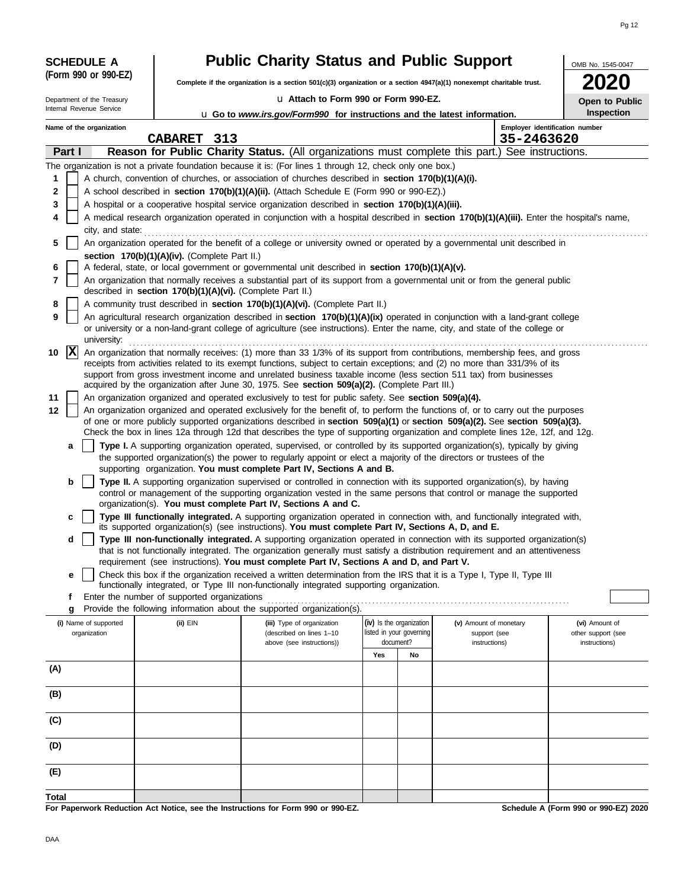**SCHEDULE A**
**(Form 990 or 990-EZ)**

Department of the Treasury
Internal Revenue Service

# Public Charity Status and Public Support

**Complete if the organization is a section 501(c)(3) organization or a section 4947(a)(1) nonexempt charitable trust.**

u **Attach to Form 990 or Form 990-EZ.**

u **Go to *www.irs.gov/Form990* for instructions and the latest information.**

OMB No. 1545-0047

**2020**

**Open to Public Inspection**

**Name of the organization**: CABARET 313

**Employer identification number**: 35-2463620

## Part I — Reason for Public Charity Status. (All organizations must complete this part.) See instructions.

The organization is not a private foundation because it is: (For lines 1 through 12, check only one box.)

1. [ ] A church, convention of churches, or association of churches described in **section 170(b)(1)(A)(i).**
2. [ ] A school described in **section 170(b)(1)(A)(ii).** (Attach Schedule E (Form 990 or 990-EZ).)
3. [ ] A hospital or a cooperative hospital service organization described in **section 170(b)(1)(A)(iii).**
4. [ ] A medical research organization operated in conjunction with a hospital described in **section 170(b)(1)(A)(iii).** Enter the hospital's name, city, and state:
5. [ ] An organization operated for the benefit of a college or university owned or operated by a governmental unit described in **section 170(b)(1)(A)(iv).** (Complete Part II.)
6. [ ] A federal, state, or local government or governmental unit described in **section 170(b)(1)(A)(v).**
7. [ ] An organization that normally receives a substantial part of its support from a governmental unit or from the general public described in **section 170(b)(1)(A)(vi).** (Complete Part II.)
8. [ ] A community trust described in **section 170(b)(1)(A)(vi).** (Complete Part II.)
9. [ ] An agricultural research organization described in **section 170(b)(1)(A)(ix)** operated in conjunction with a land-grant college or university or a non-land-grant college of agriculture (see instructions). Enter the name, city, and state of the college or university:
10. [X] An organization that normally receives: (1) more than 33 1/3% of its support from contributions, membership fees, and gross receipts from activities related to its exempt functions, subject to certain exceptions; and (2) no more than 331/3% of its support from gross investment income and unrelated business taxable income (less section 511 tax) from businesses acquired by the organization after June 30, 1975. See **section 509(a)(2).** (Complete Part III.)
11. [ ] An organization organized and operated exclusively to test for public safety. See **section 509(a)(4).**
12. [ ] An organization organized and operated exclusively for the benefit of, to perform the functions of, or to carry out the purposes of one or more publicly supported organizations described in **section 509(a)(1)** or **section 509(a)(2).** See **section 509(a)(3).** Check the box in lines 12a through 12d that describes the type of supporting organization and complete lines 12e, 12f, and 12g.
   - **a** [ ] **Type I.** A supporting organization operated, supervised, or controlled by its supported organization(s), typically by giving the supported organization(s) the power to regularly appoint or elect a majority of the directors or trustees of the supporting organization. **You must complete Part IV, Sections A and B.**
   - **b** [ ] **Type II.** A supporting organization supervised or controlled in connection with its supported organization(s), by having control or management of the supporting organization vested in the same persons that control or manage the supported organization(s). **You must complete Part IV, Sections A and C.**
   - **c** [ ] **Type III functionally integrated.** A supporting organization operated in connection with, and functionally integrated with, its supported organization(s) (see instructions). **You must complete Part IV, Sections A, D, and E.**
   - **d** [ ] **Type III non-functionally integrated.** A supporting organization operated in connection with its supported organization(s) that is not functionally integrated. The organization generally must satisfy a distribution requirement and an attentiveness requirement (see instructions). **You must complete Part IV, Sections A and D, and Part V.**
   - **e** [ ] Check this box if the organization received a written determination from the IRS that it is a Type I, Type II, Type III functionally integrated, or Type III non-functionally integrated supporting organization.
   - **f** Enter the number of supported organizations
   - **g** Provide the following information about the supported organization(s).

| (i) Name of supported organization | (ii) EIN | (iii) Type of organization (described on lines 1–10 above (see instructions)) | (iv) Is the organization listed in your governing document? Yes | No | (v) Amount of monetary support (see instructions) | (vi) Amount of other support (see instructions) |
|---|---|---|---|---|---|---|
| (A) | | | | | | |
| (B) | | | | | | |
| (C) | | | | | | |
| (D) | | | | | | |
| (E) | | | | | | |
| **Total** | | | | | | |

**For Paperwork Reduction Act Notice, see the Instructions for Form 990 or 990-EZ.**

**Schedule A (Form 990 or 990-EZ) 2020**

DAA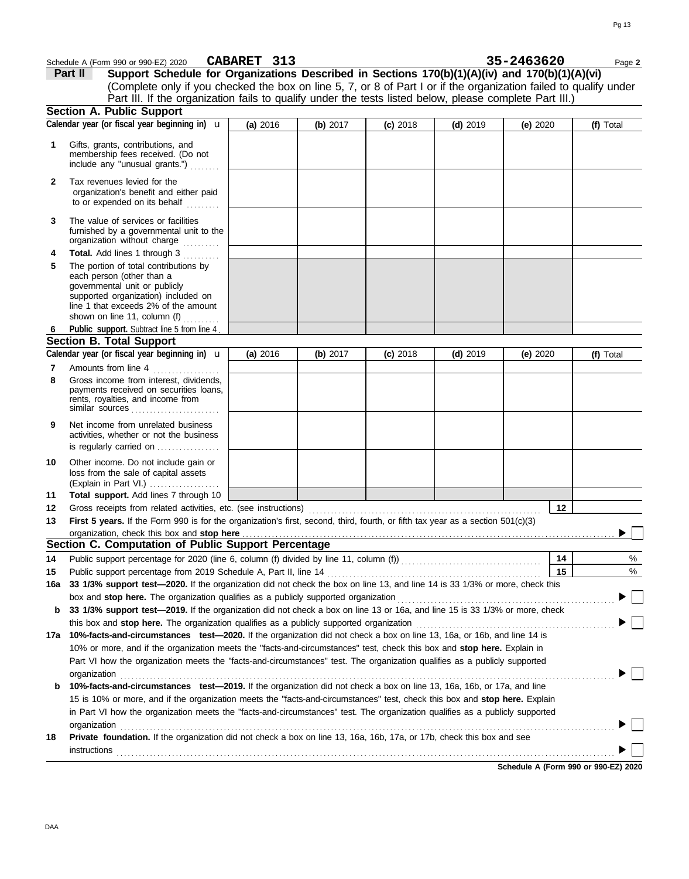Schedule A (Form 990 or 990-EZ) 2020 **CABARET 313** **35-2463620** Page **2**

## Part II Support Schedule for Organizations Described in Sections 170(b)(1)(A)(iv) and 170(b)(1)(A)(vi)

(Complete only if you checked the box on line 5, 7, or 8 of Part I or if the organization failed to qualify under Part III. If the organization fails to qualify under the tests listed below, please complete Part III.)

### Section A. Public Support

| Calendar year (or fiscal year beginning in) ▸ | (a) 2016 | (b) 2017 | (c) 2018 | (d) 2019 | (e) 2020 | (f) Total |
|---|---|---|---|---|---|---|
| **1** Gifts, grants, contributions, and membership fees received. (Do not include any "unusual grants.") | | | | | | |
| **2** Tax revenues levied for the organization's benefit and either paid to or expended on its behalf | | | | | | |
| **3** The value of services or facilities furnished by a governmental unit to the organization without charge | | | | | | |
| **4** **Total.** Add lines 1 through 3 | | | | | | |
| **5** The portion of total contributions by each person (other than a governmental unit or publicly supported organization) included on line 1 that exceeds 2% of the amount shown on line 11, column (f) | | | | | | |
| **6** **Public support.** Subtract line 5 from line 4 | | | | | | |

### Section B. Total Support

| Calendar year (or fiscal year beginning in) ▸ | (a) 2016 | (b) 2017 | (c) 2018 | (d) 2019 | (e) 2020 | (f) Total |
|---|---|---|---|---|---|---|
| **7** Amounts from line 4 | | | | | | |
| **8** Gross income from interest, dividends, payments received on securities loans, rents, royalties, and income from similar sources | | | | | | |
| **9** Net income from unrelated business activities, whether or not the business is regularly carried on | | | | | | |
| **10** Other income. Do not include gain or loss from the sale of capital assets (Explain in Part VI.) | | | | | | |
| **11** **Total support.** Add lines 7 through 10 | | | | | | |

**12** Gross receipts from related activities, etc. (see instructions) **12**

**13** **First 5 years.** If the Form 990 is for the organization's first, second, third, fourth, or fifth tax year as a section 501(c)(3) organization, check this box and **stop here** ▶ ☐

### Section C. Computation of Public Support Percentage

**14** Public support percentage for 2020 (line 6, column (f) divided by line 11, column (f)) **14** %

**15** Public support percentage from 2019 Schedule A, Part II, line 14 **15** %

**16a** **33 1/3% support test—2020.** If the organization did not check the box on line 13, and line 14 is 33 1/3% or more, check this box and **stop here.** The organization qualifies as a publicly supported organization ▶ ☐

**b** **33 1/3% support test—2019.** If the organization did not check a box on line 13 or 16a, and line 15 is 33 1/3% or more, check this box and **stop here.** The organization qualifies as a publicly supported organization ▶ ☐

**17a** **10%-facts-and-circumstances test—2020.** If the organization did not check a box on line 13, 16a, or 16b, and line 14 is 10% or more, and if the organization meets the "facts-and-circumstances" test, check this box and **stop here.** Explain in Part VI how the organization meets the "facts-and-circumstances" test. The organization qualifies as a publicly supported organization ▶ ☐

**b** **10%-facts-and-circumstances test—2019.** If the organization did not check a box on line 13, 16a, 16b, or 17a, and line 15 is 10% or more, and if the organization meets the "facts-and-circumstances" test, check this box and **stop here.** Explain in Part VI how the organization meets the "facts-and-circumstances" test. The organization qualifies as a publicly supported organization ▶ ☐

**18** **Private foundation.** If the organization did not check a box on line 13, 16a, 16b, 17a, or 17b, check this box and see instructions ▶ ☐

**Schedule A (Form 990 or 990-EZ) 2020**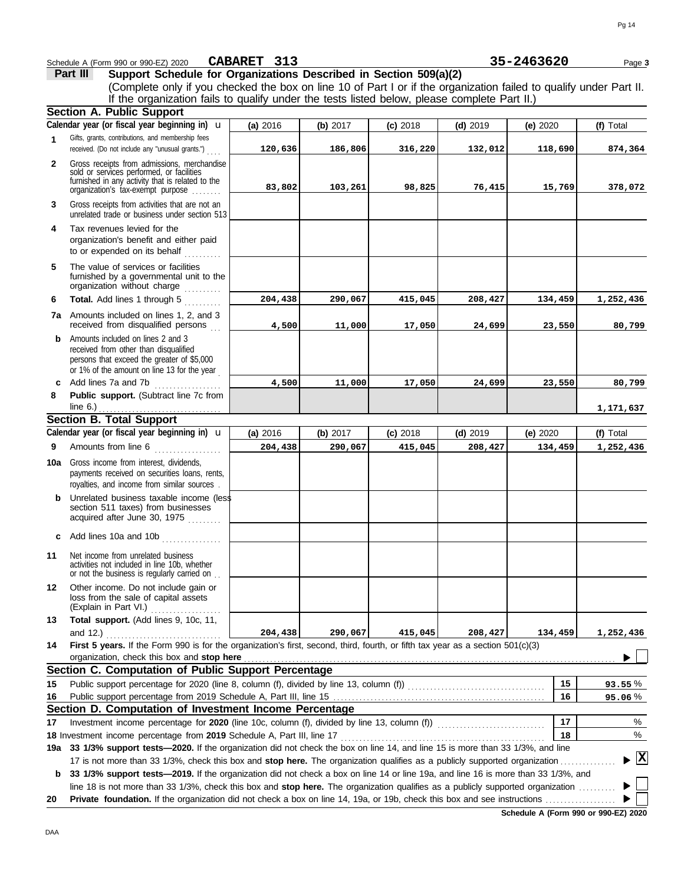Schedule A (Form 990 or 990-EZ) 2020 **CABARET 313** **35-2463620** Page **3**

## Part III Support Schedule for Organizations Described in Section 509(a)(2)

(Complete only if you checked the box on line 10 of Part I or if the organization failed to qualify under Part II. If the organization fails to qualify under the tests listed below, please complete Part II.)

### Section A. Public Support

| | Calendar year (or fiscal year beginning in) u | (a) 2016 | (b) 2017 | (c) 2018 | (d) 2019 | (e) 2020 | (f) Total |
|---|---|---|---|---|---|---|---|
| 1 | Gifts, grants, contributions, and membership fees received. (Do not include any "unusual grants.") | 120,636 | 186,806 | 316,220 | 132,012 | 118,690 | 874,364 |
| 2 | Gross receipts from admissions, merchandise sold or services performed, or facilities furnished in any activity that is related to the organization's tax-exempt purpose | 83,802 | 103,261 | 98,825 | 76,415 | 15,769 | 378,072 |
| 3 | Gross receipts from activities that are not an unrelated trade or business under section 513 | | | | | | |
| 4 | Tax revenues levied for the organization's benefit and either paid to or expended on its behalf | | | | | | |
| 5 | The value of services or facilities furnished by a governmental unit to the organization without charge | | | | | | |
| 6 | **Total.** Add lines 1 through 5 | 204,438 | 290,067 | 415,045 | 208,427 | 134,459 | 1,252,436 |
| 7a | Amounts included on lines 1, 2, and 3 received from disqualified persons | 4,500 | 11,000 | 17,050 | 24,699 | 23,550 | 80,799 |
| b | Amounts included on lines 2 and 3 received from other than disqualified persons that exceed the greater of $5,000 or 1% of the amount on line 13 for the year | | | | | | |
| c | Add lines 7a and 7b | 4,500 | 11,000 | 17,050 | 24,699 | 23,550 | 80,799 |
| 8 | **Public support.** (Subtract line 7c from line 6.) | | | | | | 1,171,637 |

### Section B. Total Support

| | Calendar year (or fiscal year beginning in) u | (a) 2016 | (b) 2017 | (c) 2018 | (d) 2019 | (e) 2020 | (f) Total |
|---|---|---|---|---|---|---|---|
| 9 | Amounts from line 6 | 204,438 | 290,067 | 415,045 | 208,427 | 134,459 | 1,252,436 |
| 10a | Gross income from interest, dividends, payments received on securities loans, rents, royalties, and income from similar sources | | | | | | |
| b | Unrelated business taxable income (less section 511 taxes) from businesses acquired after June 30, 1975 | | | | | | |
| c | Add lines 10a and 10b | | | | | | |
| 11 | Net income from unrelated business activities not included in line 10b, whether or not the business is regularly carried on | | | | | | |
| 12 | Other income. Do not include gain or loss from the sale of capital assets (Explain in Part VI.) | | | | | | |
| 13 | **Total support.** (Add lines 9, 10c, 11, and 12.) | 204,438 | 290,067 | 415,045 | 208,427 | 134,459 | 1,252,436 |

**14** **First 5 years.** If the Form 990 is for the organization's first, second, third, fourth, or fifth tax year as a section 501(c)(3) organization, check this box and **stop here** ▶ ☐

### Section C. Computation of Public Support Percentage

| | | | |
|---|---|---|---|
| 15 | Public support percentage for 2020 (line 8, column (f), divided by line 13, column (f)) | 15 | 93.55 % |
| 16 | Public support percentage from 2019 Schedule A, Part III, line 15 | 16 | 95.06 % |

### Section D. Computation of Investment Income Percentage

| | | | |
|---|---|---|---|
| 17 | Investment income percentage for **2020** (line 10c, column (f), divided by line 13, column (f)) | 17 | % |
| 18 | Investment income percentage from **2019** Schedule A, Part III, line 17 | 18 | % |

**19a** **33 1/3% support tests—2020.** If the organization did not check the box on line 14, and line 15 is more than 33 1/3%, and line 17 is not more than 33 1/3%, check this box and **stop here.** The organization qualifies as a publicly supported organization ▶ ☒

**b** **33 1/3% support tests—2019.** If the organization did not check a box on line 14 or line 19a, and line 16 is more than 33 1/3%, and line 18 is not more than 33 1/3%, check this box and **stop here.** The organization qualifies as a publicly supported organization ▶ ☐

**20** **Private foundation.** If the organization did not check a box on line 14, 19a, or 19b, check this box and see instructions ▶ ☐

**Schedule A (Form 990 or 990-EZ) 2020**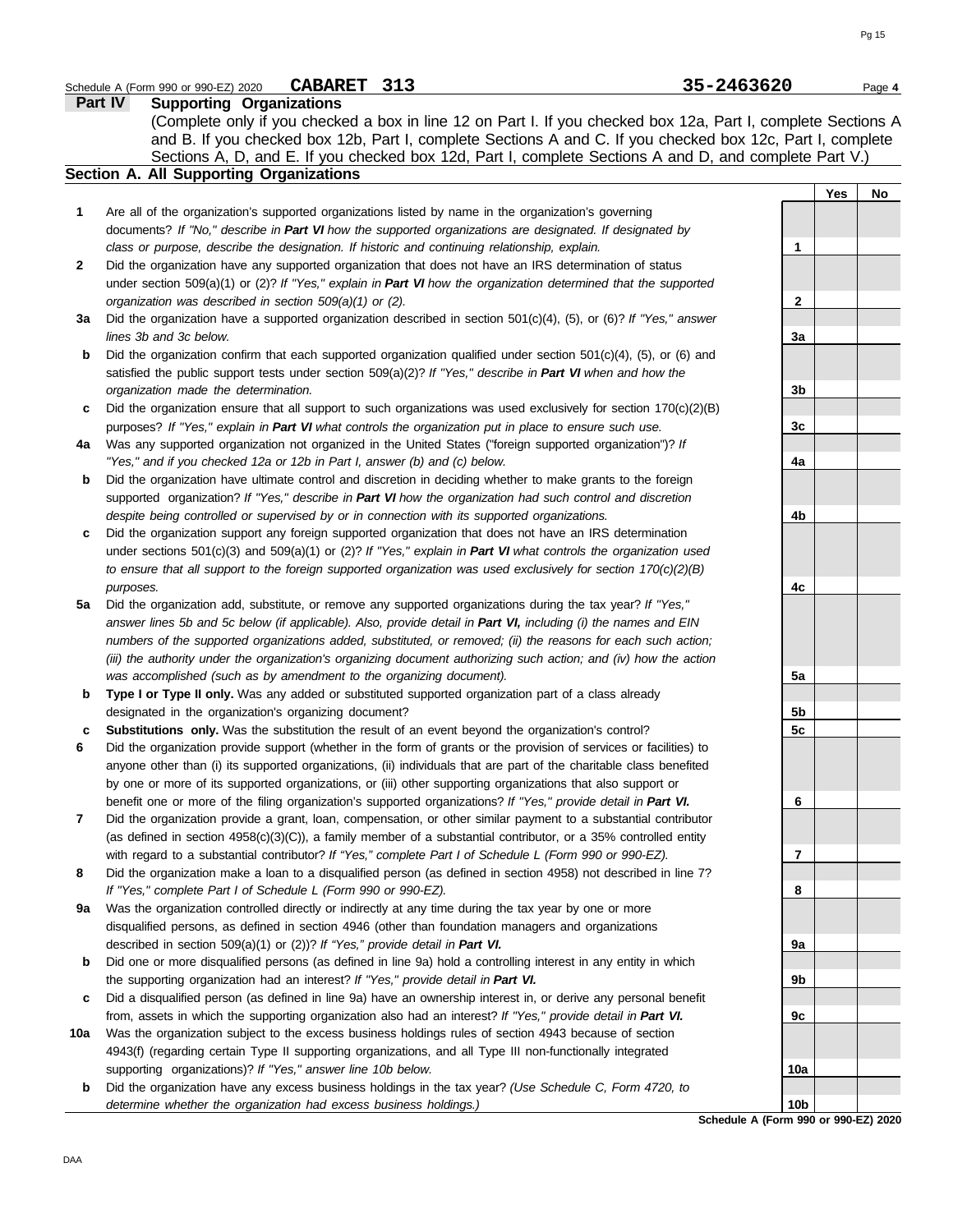Schedule A (Form 990 or 990-EZ) 2020 **CABARET 313** **35-2463620** Page **4**

## Part IV Supporting Organizations

(Complete only if you checked a box in line 12 on Part I. If you checked box 12a, Part I, complete Sections A and B. If you checked box 12b, Part I, complete Sections A and C. If you checked box 12c, Part I, complete Sections A, D, and E. If you checked box 12d, Part I, complete Sections A and D, and complete Part V.)

### Section A. All Supporting Organizations

| | | | Yes | No |
|---|---|---|---|---|
| **1** | Are all of the organization's supported organizations listed by name in the organization's governing documents? *If "No," describe in **Part VI** how the supported organizations are designated. If designated by class or purpose, describe the designation. If historic and continuing relationship, explain.* | 1 | | |
| **2** | Did the organization have any supported organization that does not have an IRS determination of status under section 509(a)(1) or (2)? *If "Yes," explain in **Part VI** how the organization determined that the supported organization was described in section 509(a)(1) or (2).* | 2 | | |
| **3a** | Did the organization have a supported organization described in section 501(c)(4), (5), or (6)? *If "Yes," answer lines 3b and 3c below.* | 3a | | |
| **b** | Did the organization confirm that each supported organization qualified under section 501(c)(4), (5), or (6) and satisfied the public support tests under section 509(a)(2)? *If "Yes," describe in **Part VI** when and how the organization made the determination.* | 3b | | |
| **c** | Did the organization ensure that all support to such organizations was used exclusively for section 170(c)(2)(B) purposes? *If "Yes," explain in **Part VI** what controls the organization put in place to ensure such use.* | 3c | | |
| **4a** | Was any supported organization not organized in the United States ("foreign supported organization")? *If "Yes," and if you checked 12a or 12b in Part I, answer (b) and (c) below.* | 4a | | |
| **b** | Did the organization have ultimate control and discretion in deciding whether to make grants to the foreign supported organization? *If "Yes," describe in **Part VI** how the organization had such control and discretion despite being controlled or supervised by or in connection with its supported organizations.* | 4b | | |
| **c** | Did the organization support any foreign supported organization that does not have an IRS determination under sections 501(c)(3) and 509(a)(1) or (2)? *If "Yes," explain in **Part VI** what controls the organization used to ensure that all support to the foreign supported organization was used exclusively for section 170(c)(2)(B) purposes.* | 4c | | |
| **5a** | Did the organization add, substitute, or remove any supported organizations during the tax year? *If "Yes," answer lines 5b and 5c below (if applicable). Also, provide detail in **Part VI,** including (i) the names and EIN numbers of the supported organizations added, substituted, or removed; (ii) the reasons for each such action; (iii) the authority under the organization's organizing document authorizing such action; and (iv) how the action was accomplished (such as by amendment to the organizing document).* | 5a | | |
| **b** | **Type I or Type II only.** Was any added or substituted supported organization part of a class already designated in the organization's organizing document? | 5b | | |
| **c** | **Substitutions only.** Was the substitution the result of an event beyond the organization's control? | 5c | | |
| **6** | Did the organization provide support (whether in the form of grants or the provision of services or facilities) to anyone other than (i) its supported organizations, (ii) individuals that are part of the charitable class benefited by one or more of its supported organizations, or (iii) other supporting organizations that also support or benefit one or more of the filing organization's supported organizations? *If "Yes," provide detail in **Part VI.*** | 6 | | |
| **7** | Did the organization provide a grant, loan, compensation, or other similar payment to a substantial contributor (as defined in section 4958(c)(3)(C)), a family member of a substantial contributor, or a 35% controlled entity with regard to a substantial contributor? *If "Yes," complete Part I of Schedule L (Form 990 or 990-EZ).* | 7 | | |
| **8** | Did the organization make a loan to a disqualified person (as defined in section 4958) not described in line 7? *If "Yes," complete Part I of Schedule L (Form 990 or 990-EZ).* | 8 | | |
| **9a** | Was the organization controlled directly or indirectly at any time during the tax year by one or more disqualified persons, as defined in section 4946 (other than foundation managers and organizations described in section 509(a)(1) or (2))? *If "Yes," provide detail in **Part VI.*** | 9a | | |
| **b** | Did one or more disqualified persons (as defined in line 9a) hold a controlling interest in any entity in which the supporting organization had an interest? *If "Yes," provide detail in **Part VI.*** | 9b | | |
| **c** | Did a disqualified person (as defined in line 9a) have an ownership interest in, or derive any personal benefit from, assets in which the supporting organization also had an interest? *If "Yes," provide detail in **Part VI.*** | 9c | | |
| **10a** | Was the organization subject to the excess business holdings rules of section 4943 because of section 4943(f) (regarding certain Type II supporting organizations, and all Type III non-functionally integrated supporting organizations)? *If "Yes," answer line 10b below.* | 10a | | |
| **b** | Did the organization have any excess business holdings in the tax year? *(Use Schedule C, Form 4720, to determine whether the organization had excess business holdings.)* | 10b | | |

**Schedule A (Form 990 or 990-EZ) 2020**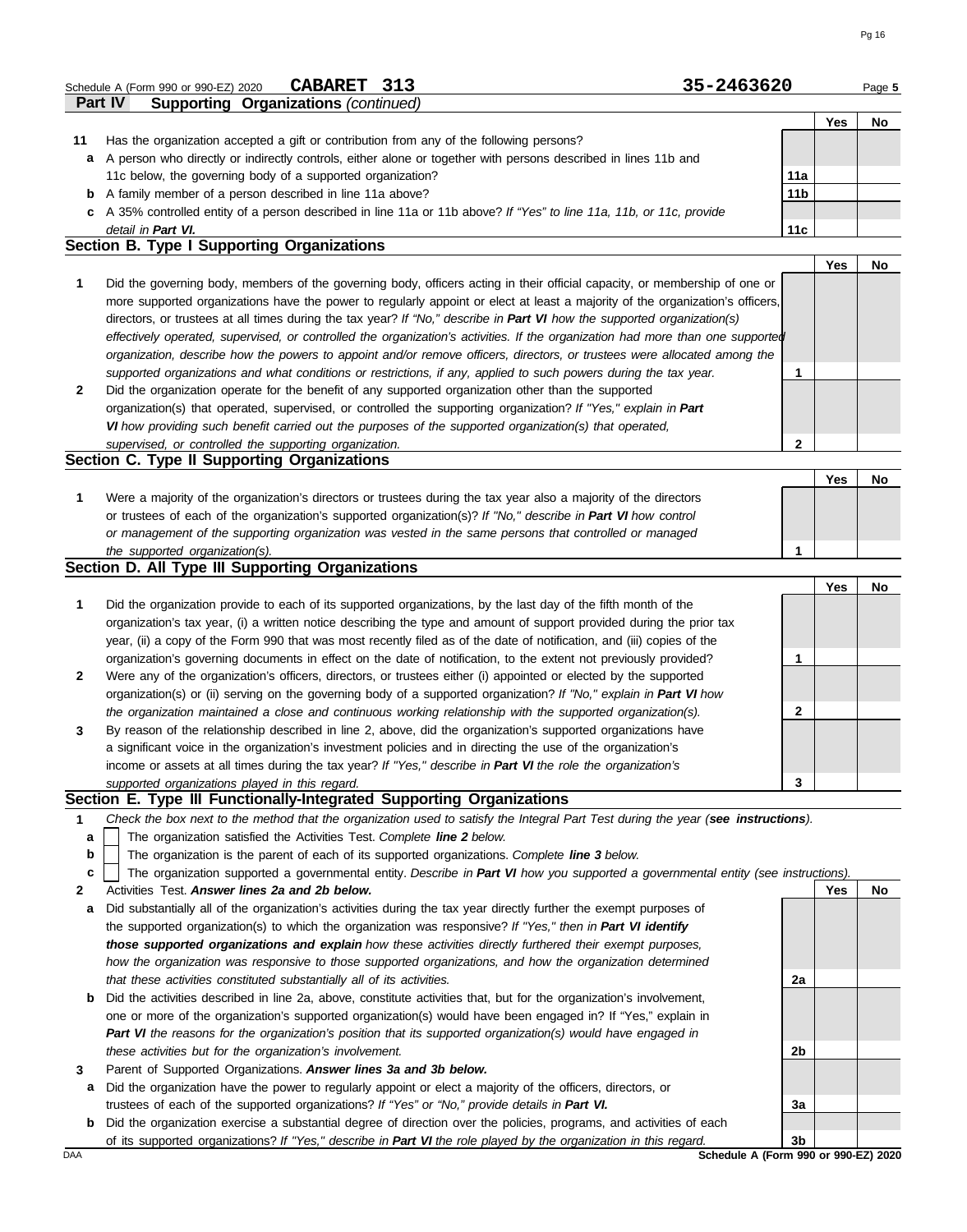Schedule A (Form 990 or 990-EZ) 2020 **CABARET 313** **35-2463620** Page **5**

**Part IV Supporting Organizations** *(continued)*

| | | | Yes | No |
|---|---|---|---|---|
| **11** | Has the organization accepted a gift or contribution from any of the following persons? | | | |
| **a** | A person who directly or indirectly controls, either alone or together with persons described in lines 11b and 11c below, the governing body of a supported organization? | **11a** | | |
| **b** | A family member of a person described in line 11a above? | **11b** | | |
| **c** | A 35% controlled entity of a person described in line 11a or 11b above? *If "Yes" to line 11a, 11b, or 11c, provide detail in **Part VI.*** | **11c** | | |

## Section B. Type I Supporting Organizations

| | | | Yes | No |
|---|---|---|---|---|
| **1** | Did the governing body, members of the governing body, officers acting in their official capacity, or membership of one or more supported organizations have the power to regularly appoint or elect at least a majority of the organization's officers, directors, or trustees at all times during the tax year? *If "No," describe in **Part VI** how the supported organization(s) effectively operated, supervised, or controlled the organization's activities. If the organization had more than one supported organization, describe how the powers to appoint and/or remove officers, directors, or trustees were allocated among the supported organizations and what conditions or restrictions, if any, applied to such powers during the tax year.* | **1** | | |
| **2** | Did the organization operate for the benefit of any supported organization other than the supported organization(s) that operated, supervised, or controlled the supporting organization? *If "Yes," explain in **Part VI** how providing such benefit carried out the purposes of the supported organization(s) that operated, supervised, or controlled the supporting organization.* | **2** | | |

## Section C. Type II Supporting Organizations

| | | | Yes | No |
|---|---|---|---|---|
| **1** | Were a majority of the organization's directors or trustees during the tax year also a majority of the directors or trustees of each of the organization's supported organization(s)? *If "No," describe in **Part VI** how control or management of the supporting organization was vested in the same persons that controlled or managed the supported organization(s).* | **1** | | |

## Section D. All Type III Supporting Organizations

| | | | Yes | No |
|---|---|---|---|---|
| **1** | Did the organization provide to each of its supported organizations, by the last day of the fifth month of the organization's tax year, (i) a written notice describing the type and amount of support provided during the prior tax year, (ii) a copy of the Form 990 that was most recently filed as of the date of notification, and (iii) copies of the organization's governing documents in effect on the date of notification, to the extent not previously provided? | **1** | | |
| **2** | Were any of the organization's officers, directors, or trustees either (i) appointed or elected by the supported organization(s) or (ii) serving on the governing body of a supported organization? *If "No," explain in **Part VI** how the organization maintained a close and continuous working relationship with the supported organization(s).* | **2** | | |
| **3** | By reason of the relationship described in line 2, above, did the organization's supported organizations have a significant voice in the organization's investment policies and in directing the use of the organization's income or assets at all times during the tax year? *If "Yes," describe in **Part VI** the role the organization's supported organizations played in this regard.* | **3** | | |

## Section E. Type III Functionally-Integrated Supporting Organizations

**1** *Check the box next to the method that the organization used to satisfy the Integral Part Test during the year (**see instructions**).*

- **a** ☐ The organization satisfied the Activities Test. *Complete **line 2** below.*
- **b** ☐ The organization is the parent of each of its supported organizations. *Complete **line 3** below.*
- **c** ☐ The organization supported a governmental entity. *Describe in **Part VI** how you supported a governmental entity (see instructions).*

| | | | Yes | No |
|---|---|---|---|---|
| **2** | Activities Test. ***Answer lines 2a and 2b below.*** | | | |
| **a** | Did substantially all of the organization's activities during the tax year directly further the exempt purposes of the supported organization(s) to which the organization was responsive? *If "Yes," then in **Part VI identify those supported organizations and explain** how these activities directly furthered their exempt purposes, how the organization was responsive to those supported organizations, and how the organization determined that these activities constituted substantially all of its activities.* | **2a** | | |
| **b** | Did the activities described in line 2a, above, constitute activities that, but for the organization's involvement, one or more of the organization's supported organization(s) would have been engaged in? If "Yes," explain in ***Part VI*** *the reasons for the organization's position that its supported organization(s) would have engaged in these activities but for the organization's involvement.* | **2b** | | |
| **3** | Parent of Supported Organizations. ***Answer lines 3a and 3b below.*** | | | |
| **a** | Did the organization have the power to regularly appoint or elect a majority of the officers, directors, or trustees of each of the supported organizations? *If "Yes" or "No," provide details in **Part VI.*** | **3a** | | |
| **b** | Did the organization exercise a substantial degree of direction over the policies, programs, and activities of each of its supported organizations? *If "Yes," describe in **Part VI** the role played by the organization in this regard.* | **3b** | | |

DAA **Schedule A (Form 990 or 990-EZ) 2020**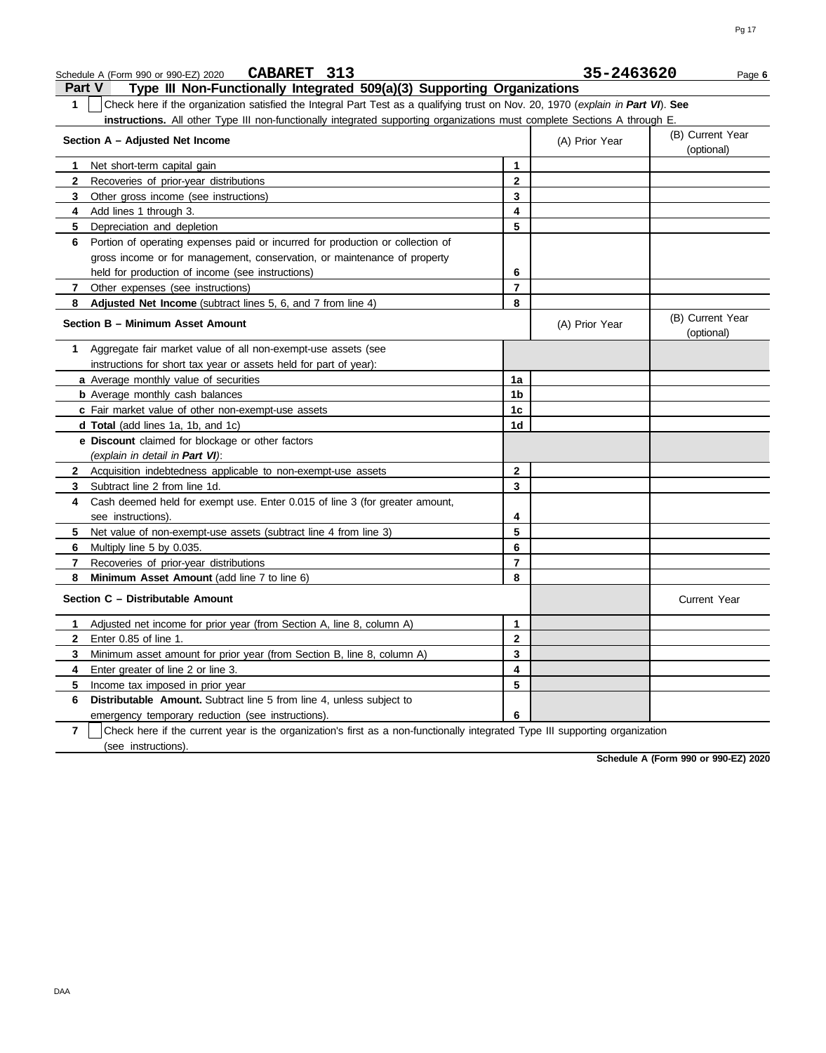Schedule A (Form 990 or 990-EZ) 2020 **CABARET 313** **35-2463620** Page **6**

## Part V Type III Non-Functionally Integrated 509(a)(3) Supporting Organizations

**1** ☐ Check here if the organization satisfied the Integral Part Test as a qualifying trust on Nov. 20, 1970 (*explain in **Part VI***). **See instructions.** All other Type III non-functionally integrated supporting organizations must complete Sections A through E.

| **Section A – Adjusted Net Income** | | (A) Prior Year | (B) Current Year (optional) |
|---|---|---|---|
| **1** Net short-term capital gain | **1** | | |
| **2** Recoveries of prior-year distributions | **2** | | |
| **3** Other gross income (see instructions) | **3** | | |
| **4** Add lines 1 through 3. | **4** | | |
| **5** Depreciation and depletion | **5** | | |
| **6** Portion of operating expenses paid or incurred for production or collection of gross income or for management, conservation, or maintenance of property held for production of income (see instructions) | **6** | | |
| **7** Other expenses (see instructions) | **7** | | |
| **8** **Adjusted Net Income** (subtract lines 5, 6, and 7 from line 4) | **8** | | |

| **Section B – Minimum Asset Amount** | | (A) Prior Year | (B) Current Year (optional) |
|---|---|---|---|
| **1** Aggregate fair market value of all non-exempt-use assets (see instructions for short tax year or assets held for part of year): | | | |
| **a** Average monthly value of securities | **1a** | | |
| **b** Average monthly cash balances | **1b** | | |
| **c** Fair market value of other non-exempt-use assets | **1c** | | |
| **d** **Total** (add lines 1a, 1b, and 1c) | **1d** | | |
| **e** **Discount** claimed for blockage or other factors (*explain in detail in **Part VI***): | | | |
| **2** Acquisition indebtedness applicable to non-exempt-use assets | **2** | | |
| **3** Subtract line 2 from line 1d. | **3** | | |
| **4** Cash deemed held for exempt use. Enter 0.015 of line 3 (for greater amount, see instructions). | **4** | | |
| **5** Net value of non-exempt-use assets (subtract line 4 from line 3) | **5** | | |
| **6** Multiply line 5 by 0.035. | **6** | | |
| **7** Recoveries of prior-year distributions | **7** | | |
| **8** **Minimum Asset Amount** (add line 7 to line 6) | **8** | | |

| **Section C – Distributable Amount** | | | Current Year |
|---|---|---|---|
| **1** Adjusted net income for prior year (from Section A, line 8, column A) | **1** | | |
| **2** Enter 0.85 of line 1. | **2** | | |
| **3** Minimum asset amount for prior year (from Section B, line 8, column A) | **3** | | |
| **4** Enter greater of line 2 or line 3. | **4** | | |
| **5** Income tax imposed in prior year | **5** | | |
| **6** **Distributable Amount.** Subtract line 5 from line 4, unless subject to emergency temporary reduction (see instructions). | **6** | | |

**7** ☐ Check here if the current year is the organization's first as a non-functionally integrated Type III supporting organization (see instructions).

**Schedule A (Form 990 or 990-EZ) 2020**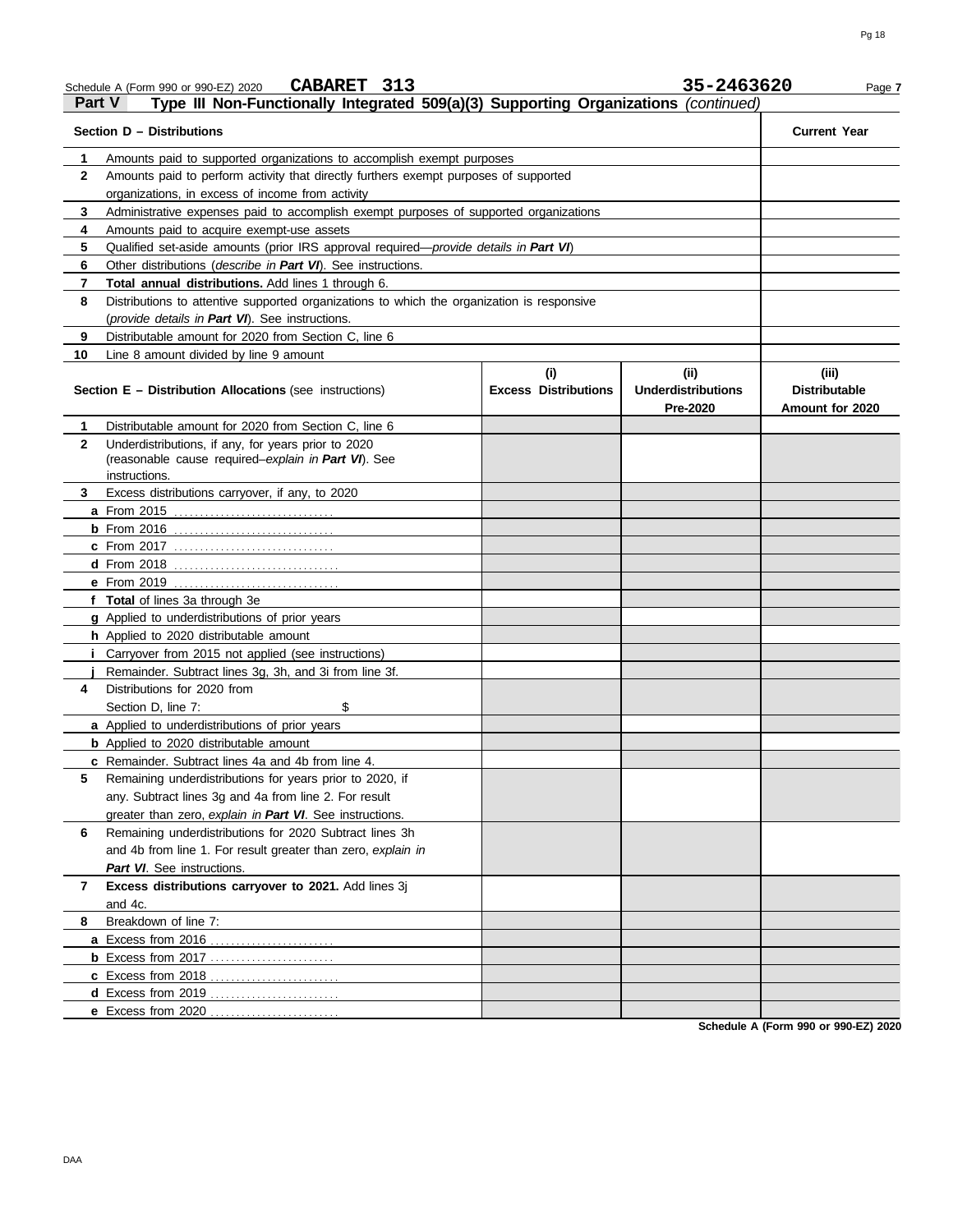Schedule A (Form 990 or 990-EZ) 2020 **CABARET 313** **35-2463620** Page **7**

## Part V Type III Non-Functionally Integrated 509(a)(3) Supporting Organizations *(continued)*

| **Section D – Distributions** | | **Current Year** |
|---|---|---|
| **1** | Amounts paid to supported organizations to accomplish exempt purposes | |
| **2** | Amounts paid to perform activity that directly furthers exempt purposes of supported organizations, in excess of income from activity | |
| **3** | Administrative expenses paid to accomplish exempt purposes of supported organizations | |
| **4** | Amounts paid to acquire exempt-use assets | |
| **5** | Qualified set-aside amounts (prior IRS approval required—*provide details in **Part VI***) | |
| **6** | Other distributions (*describe in **Part VI***). See instructions. | |
| **7** | **Total annual distributions.** Add lines 1 through 6. | |
| **8** | Distributions to attentive supported organizations to which the organization is responsive (*provide details in **Part VI***). See instructions. | |
| **9** | Distributable amount for 2020 from Section C, line 6 | |
| **10** | Line 8 amount divided by line 9 amount | |

| | **Section E – Distribution Allocations** (see instructions) | **(i)** **Excess Distributions** | **(ii)** **Underdistributions Pre-2020** | **(iii)** **Distributable Amount for 2020** |
|---|---|---|---|---|
| **1** | Distributable amount for 2020 from Section C, line 6 | | | |
| **2** | Underdistributions, if any, for years prior to 2020 (reasonable cause required–*explain in **Part VI***). See instructions. | | | |
| **3** | Excess distributions carryover, if any, to 2020 | | | |
| **a** | From 2015 | | | |
| **b** | From 2016 | | | |
| **c** | From 2017 | | | |
| **d** | From 2018 | | | |
| **e** | From 2019 | | | |
| **f** | **Total** of lines 3a through 3e | | | |
| **g** | Applied to underdistributions of prior years | | | |
| **h** | Applied to 2020 distributable amount | | | |
| **i** | Carryover from 2015 not applied (see instructions) | | | |
| **j** | Remainder. Subtract lines 3g, 3h, and 3i from line 3f. | | | |
| **4** | Distributions for 2020 from Section D, line 7: $ | | | |
| **a** | Applied to underdistributions of prior years | | | |
| **b** | Applied to 2020 distributable amount | | | |
| **c** | Remainder. Subtract lines 4a and 4b from line 4. | | | |
| **5** | Remaining underdistributions for years prior to 2020, if any. Subtract lines 3g and 4a from line 2. For result greater than zero, *explain in **Part VI***. See instructions. | | | |
| **6** | Remaining underdistributions for 2020 Subtract lines 3h and 4b from line 1. For result greater than zero, *explain in **Part VI***. See instructions. | | | |
| **7** | **Excess distributions carryover to 2021.** Add lines 3j and 4c. | | | |
| **8** | Breakdown of line 7: | | | |
| **a** | Excess from 2016 | | | |
| **b** | Excess from 2017 | | | |
| **c** | Excess from 2018 | | | |
| **d** | Excess from 2019 | | | |
| **e** | Excess from 2020 | | | |

**Schedule A (Form 990 or 990-EZ) 2020**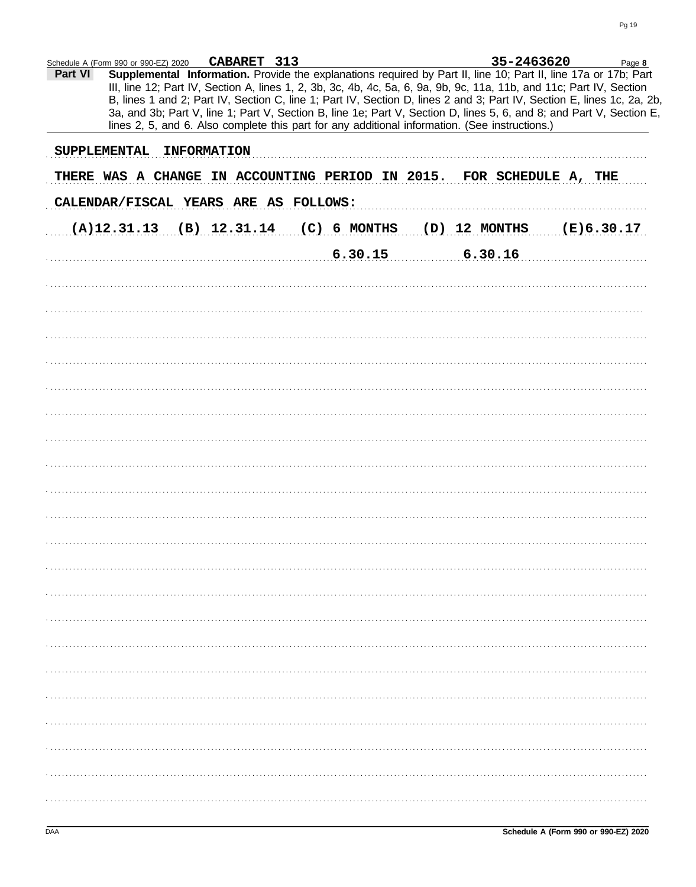Schedule A (Form 990 or 990-EZ) 2020 **CABARET 313** **35-2463620** Page **8**

**Part VI** **Supplemental Information.** Provide the explanations required by Part II, line 10; Part II, line 17a or 17b; Part III, line 12; Part IV, Section A, lines 1, 2, 3b, 3c, 4b, 4c, 5a, 6, 9a, 9b, 9c, 11a, 11b, and 11c; Part IV, Section B, lines 1 and 2; Part IV, Section C, line 1; Part IV, Section D, lines 2 and 3; Part IV, Section E, lines 1c, 2a, 2b, 3a, and 3b; Part V, line 1; Part V, Section B, line 1e; Part V, Section D, lines 5, 6, and 8; and Part V, Section E, lines 2, 5, and 6. Also complete this part for any additional information. (See instructions.)

SUPPLEMENTAL INFORMATION

THERE WAS A CHANGE IN ACCOUNTING PERIOD IN 2015. FOR SCHEDULE A, THE CALENDAR/FISCAL YEARS ARE AS FOLLOWS:

| (A) | (B) | (C) | (D) | (E) |
|---|---|---|---|---|
| 12.31.13 | 12.31.14 | 6 MONTHS 6.30.15 | 12 MONTHS 6.30.16 | 6.30.17 |

Schedule A (Form 990 or 990-EZ) 2020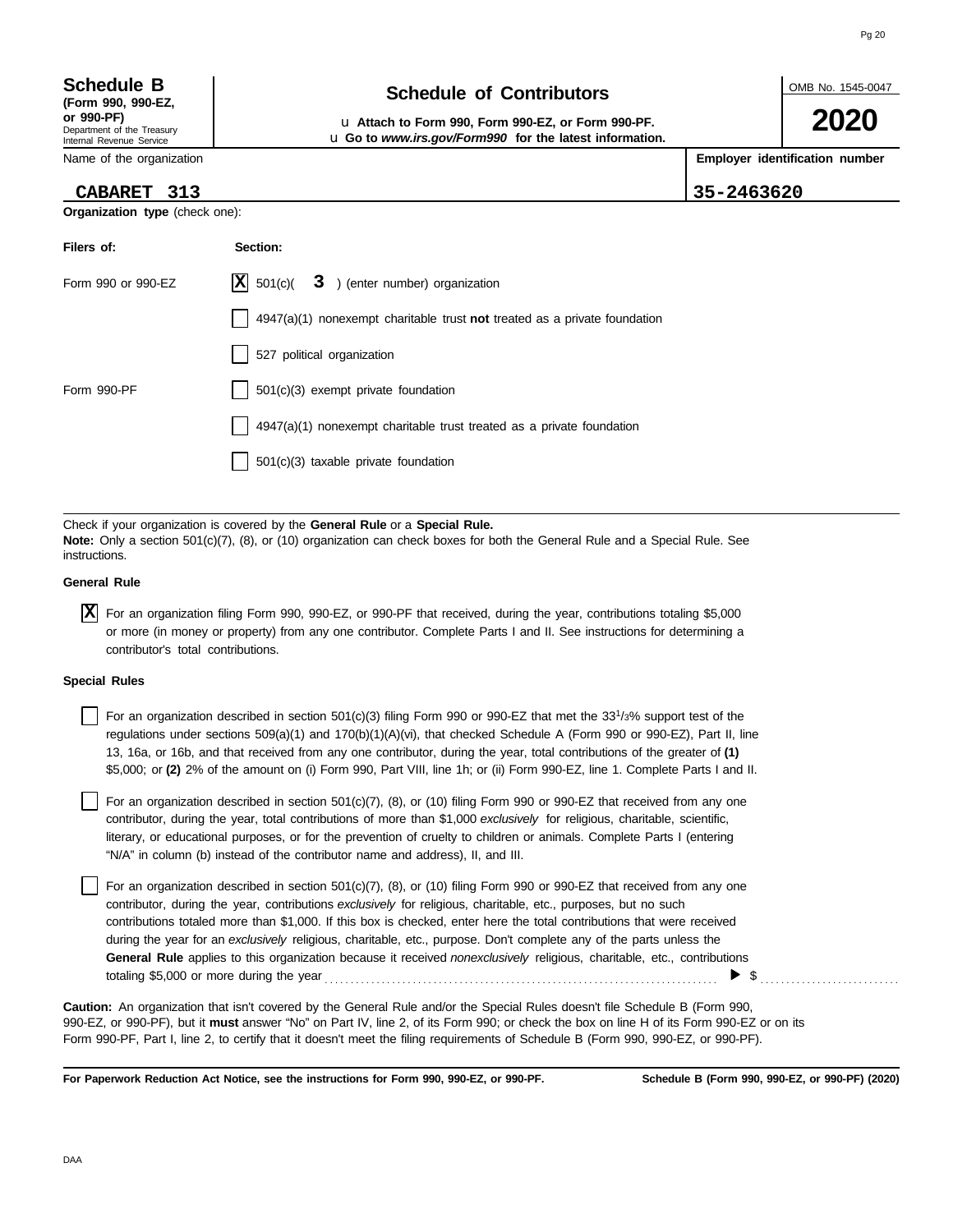**Schedule B**
**(Form 990, 990-EZ, or 990-PF)**
Department of the Treasury
Internal Revenue Service

# Schedule of Contributors

u **Attach to Form 990, Form 990-EZ, or Form 990-PF.**
u **Go to *www.irs.gov/Form990* for the latest information.**

OMB No. 1545-0047

**2020**

| Name of the organization | Employer identification number |
|---|---|
| **CABARET 313** | **35-2463620** |

**Organization type** (check one):

| Filers of: | Section: |
|---|---|
| Form 990 or 990-EZ | [X] 501(c)( **3** ) (enter number) organization |
| | [ ] 4947(a)(1) nonexempt charitable trust **not** treated as a private foundation |
| | [ ] 527 political organization |
| Form 990-PF | [ ] 501(c)(3) exempt private foundation |
| | [ ] 4947(a)(1) nonexempt charitable trust treated as a private foundation |
| | [ ] 501(c)(3) taxable private foundation |

Check if your organization is covered by the **General Rule** or a **Special Rule.**
**Note:** Only a section 501(c)(7), (8), or (10) organization can check boxes for both the General Rule and a Special Rule. See instructions.

**General Rule**

[X] For an organization filing Form 990, 990-EZ, or 990-PF that received, during the year, contributions totaling $5,000 or more (in money or property) from any one contributor. Complete Parts I and II. See instructions for determining a contributor's total contributions.

**Special Rules**

[ ] For an organization described in section 501(c)(3) filing Form 990 or 990-EZ that met the 33 1/3% support test of the regulations under sections 509(a)(1) and 170(b)(1)(A)(vi), that checked Schedule A (Form 990 or 990-EZ), Part II, line 13, 16a, or 16b, and that received from any one contributor, during the year, total contributions of the greater of **(1)** $5,000; or **(2)** 2% of the amount on (i) Form 990, Part VIII, line 1h; or (ii) Form 990-EZ, line 1. Complete Parts I and II.

[ ] For an organization described in section 501(c)(7), (8), or (10) filing Form 990 or 990-EZ that received from any one contributor, during the year, total contributions of more than $1,000 *exclusively* for religious, charitable, scientific, literary, or educational purposes, or for the prevention of cruelty to children or animals. Complete Parts I (entering "N/A" in column (b) instead of the contributor name and address), II, and III.

[ ] For an organization described in section 501(c)(7), (8), or (10) filing Form 990 or 990-EZ that received from any one contributor, during the year, contributions *exclusively* for religious, charitable, etc., purposes, but no such contributions totaled more than $1,000. If this box is checked, enter here the total contributions that were received during the year for an *exclusively* religious, charitable, etc., purpose. Don't complete any of the parts unless the **General Rule** applies to this organization because it received *nonexclusively* religious, charitable, etc., contributions totaling $5,000 or more during the year . . . . . . . . ▶ $ . . . . . . . .

**Caution:** An organization that isn't covered by the General Rule and/or the Special Rules doesn't file Schedule B (Form 990, 990-EZ, or 990-PF), but it **must** answer "No" on Part IV, line 2, of its Form 990; or check the box on line H of its Form 990-EZ or on its Form 990-PF, Part I, line 2, to certify that it doesn't meet the filing requirements of Schedule B (Form 990, 990-EZ, or 990-PF).

**For Paperwork Reduction Act Notice, see the instructions for Form 990, 990-EZ, or 990-PF.** **Schedule B (Form 990, 990-EZ, or 990-PF) (2020)**

DAA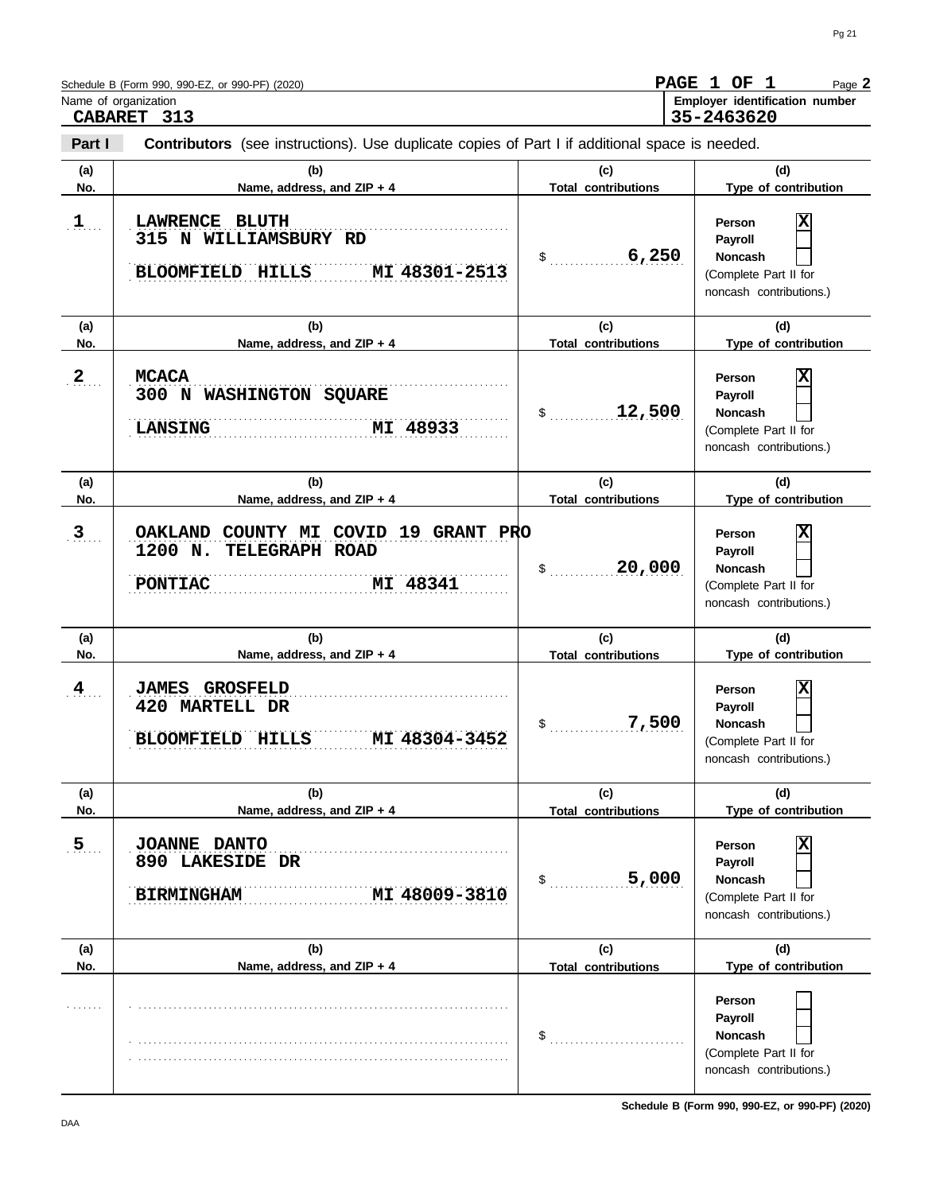Schedule B (Form 990, 990-EZ, or 990-PF) (2020)

**PAGE 1 OF 1** Page **2**

Name of organization: **CABARET 313**

Employer identification number: **35-2463620**

**Part I** **Contributors** (see instructions). Use duplicate copies of Part I if additional space is needed.

| (a) No. | (b) Name, address, and ZIP + 4 | (c) Total contributions | (d) Type of contribution |
|---|---|---|---|
| 1 | LAWRENCE BLUTH<br>315 N WILLIAMSBURY RD<br>BLOOMFIELD HILLS MI 48301-2513 | $ 6,250 | Person [X]<br>Payroll [ ]<br>Noncash [ ]<br>(Complete Part II for noncash contributions.) |
| 2 | MCACA<br>300 N WASHINGTON SQUARE<br>LANSING MI 48933 | $ 12,500 | Person [X]<br>Payroll [ ]<br>Noncash [ ]<br>(Complete Part II for noncash contributions.) |
| 3 | OAKLAND COUNTY MI COVID 19 GRANT PRO<br>1200 N. TELEGRAPH ROAD<br>PONTIAC MI 48341 | $ 20,000 | Person [X]<br>Payroll [ ]<br>Noncash [ ]<br>(Complete Part II for noncash contributions.) |
| 4 | JAMES GROSFELD<br>420 MARTELL DR<br>BLOOMFIELD HILLS MI 48304-3452 | $ 7,500 | Person [X]<br>Payroll [ ]<br>Noncash [ ]<br>(Complete Part II for noncash contributions.) |
| 5 | JOANNE DANTO<br>890 LAKESIDE DR<br>BIRMINGHAM MI 48009-3810 | $ 5,000 | Person [X]<br>Payroll [ ]<br>Noncash [ ]<br>(Complete Part II for noncash contributions.) |
| | | $ | Person [ ]<br>Payroll [ ]<br>Noncash [ ]<br>(Complete Part II for noncash contributions.) |

DAA

Schedule B (Form 990, 990-EZ, or 990-PF) (2020)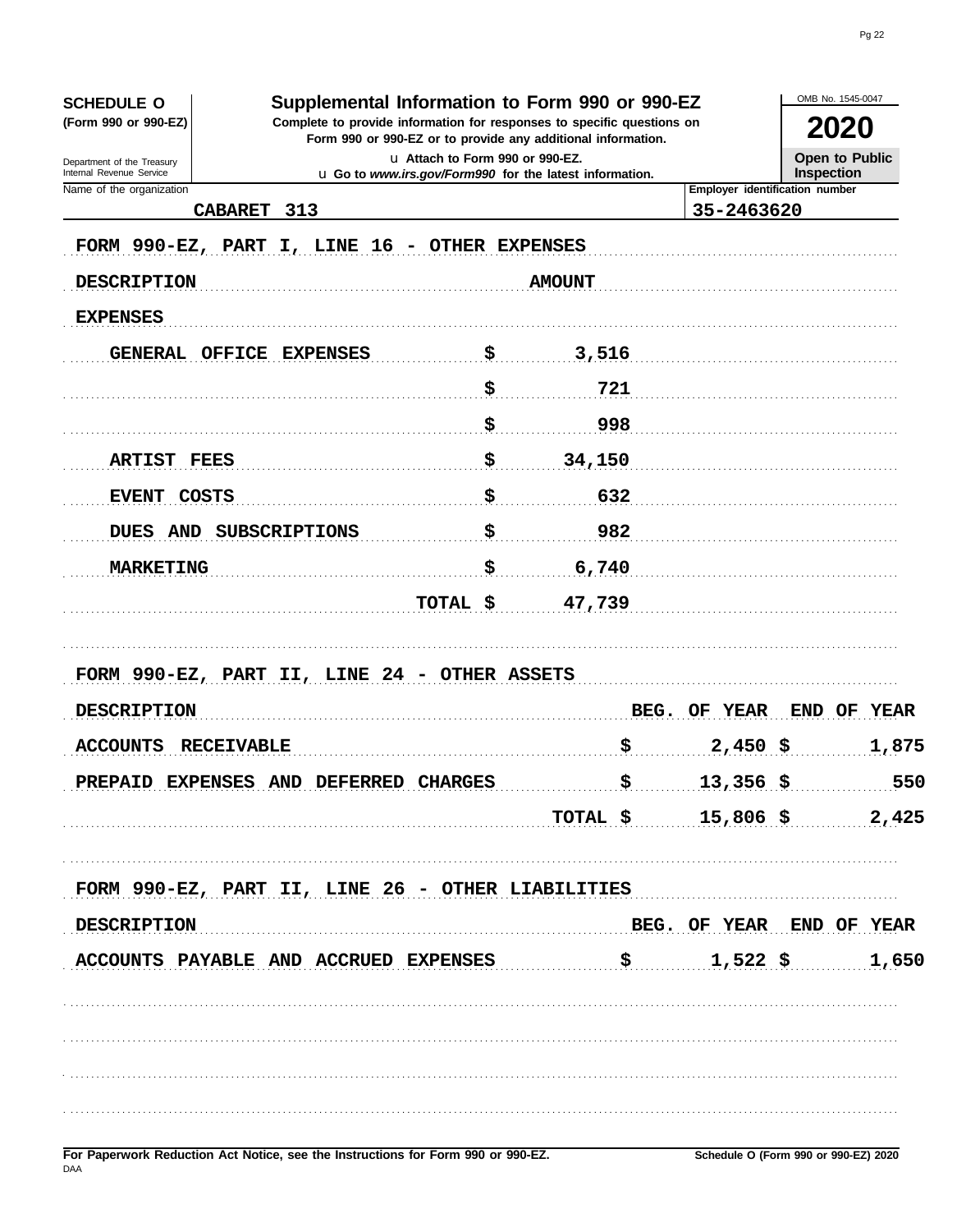**SCHEDULE O**
**(Form 990 or 990-EZ)**

Department of the Treasury
Internal Revenue Service

# Supplemental Information to Form 990 or 990-EZ

**Complete to provide information for responses to specific questions on Form 990 or 990-EZ or to provide any additional information.**

u Attach to Form 990 or 990-EZ.
u Go to *www.irs.gov/Form990* for the latest information.

OMB No. 1545-0047

**2020**

**Open to Public Inspection**

Name of the organization: CABARET 313

Employer identification number: 35-2463620

## FORM 990-EZ, PART I, LINE 16 - OTHER EXPENSES

| DESCRIPTION | AMOUNT |
|---|---|
| EXPENSES | |
| GENERAL OFFICE EXPENSES | $ 3,516 |
| | $ 721 |
| | $ 998 |
| ARTIST FEES | $ 34,150 |
| EVENT COSTS | $ 632 |
| DUES AND SUBSCRIPTIONS | $ 982 |
| MARKETING | $ 6,740 |
| TOTAL | $ 47,739 |

## FORM 990-EZ, PART II, LINE 24 - OTHER ASSETS

| DESCRIPTION | BEG. OF YEAR | END OF YEAR |
|---|---|---|
| ACCOUNTS RECEIVABLE | $ 2,450 | $ 1,875 |
| PREPAID EXPENSES AND DEFERRED CHARGES | $ 13,356 | $ 550 |
| TOTAL | $ 15,806 | $ 2,425 |

## FORM 990-EZ, PART II, LINE 26 - OTHER LIABILITIES

| DESCRIPTION | BEG. OF YEAR | END OF YEAR |
|---|---|---|
| ACCOUNTS PAYABLE AND ACCRUED EXPENSES | $ 1,522 | $ 1,650 |

**For Paperwork Reduction Act Notice, see the Instructions for Form 990 or 990-EZ.**

DAA

**Schedule O (Form 990 or 990-EZ) 2020**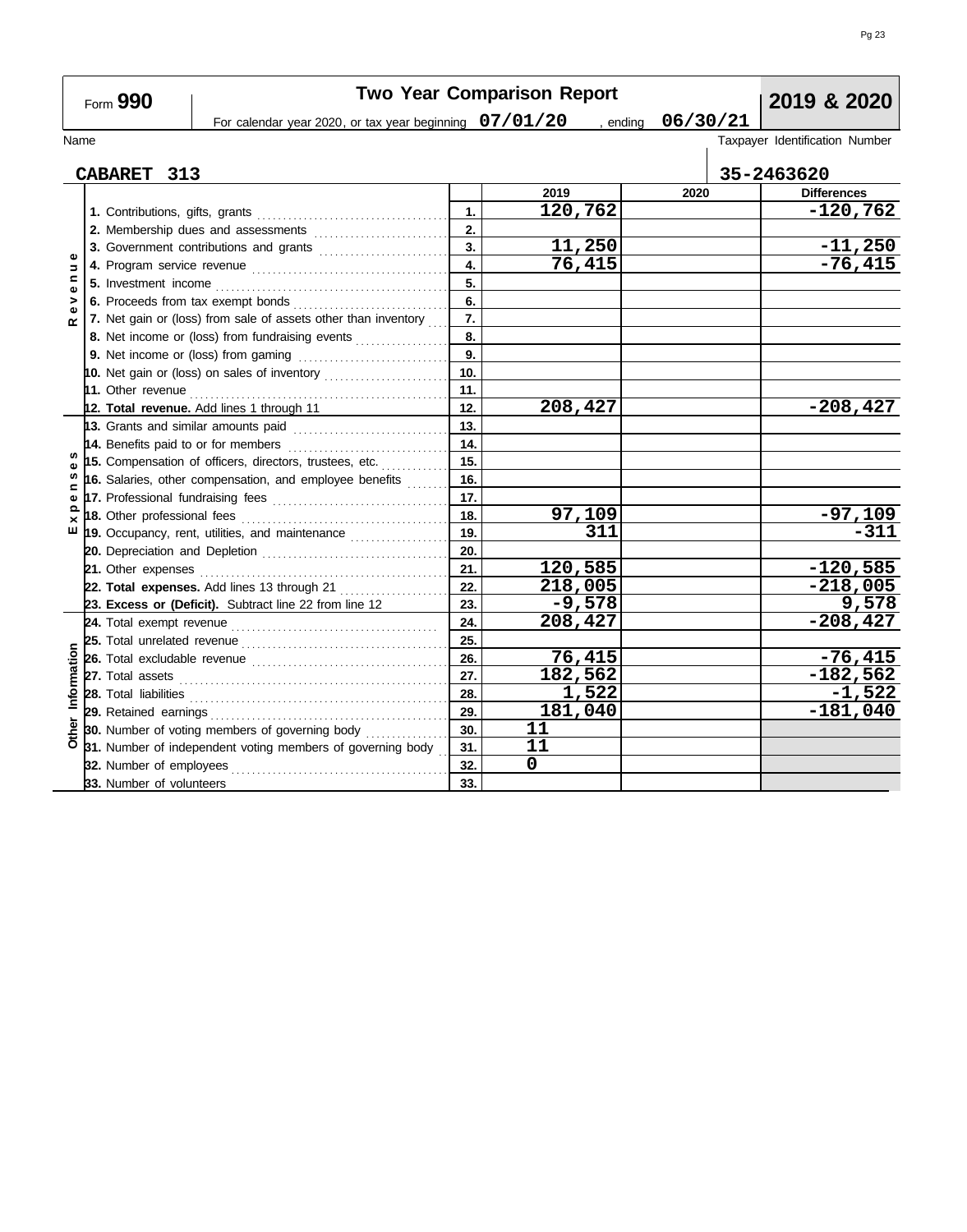Form **990**

# Two Year Comparison Report

**2019 & 2020**

For calendar year 2020, or tax year beginning **07/01/20** , ending **06/30/21**

| Name | Taxpayer Identification Number |
|---|---|
| **CABARET 313** | **35-2463620** |

| Section | Line | No. | 2019 | 2020 | Differences |
|---|---|---|---|---|---|
| Revenue | 1. Contributions, gifts, grants | 1. | 120,762 | | -120,762 |
| | 2. Membership dues and assessments | 2. | | | |
| | 3. Government contributions and grants | 3. | 11,250 | | -11,250 |
| | 4. Program service revenue | 4. | 76,415 | | -76,415 |
| | 5. Investment income | 5. | | | |
| | 6. Proceeds from tax exempt bonds | 6. | | | |
| | 7. Net gain or (loss) from sale of assets other than inventory | 7. | | | |
| | 8. Net income or (loss) from fundraising events | 8. | | | |
| | 9. Net income or (loss) from gaming | 9. | | | |
| | 10. Net gain or (loss) on sales of inventory | 10. | | | |
| | 11. Other revenue | 11. | | | |
| | **12. Total revenue.** Add lines 1 through 11 | 12. | 208,427 | | -208,427 |
| Expenses | 13. Grants and similar amounts paid | 13. | | | |
| | 14. Benefits paid to or for members | 14. | | | |
| | 15. Compensation of officers, directors, trustees, etc. | 15. | | | |
| | 16. Salaries, other compensation, and employee benefits | 16. | | | |
| | 17. Professional fundraising fees | 17. | | | |
| | 18. Other professional fees | 18. | 97,109 | | -97,109 |
| | 19. Occupancy, rent, utilities, and maintenance | 19. | 311 | | -311 |
| | 20. Depreciation and Depletion | 20. | | | |
| | 21. Other expenses | 21. | 120,585 | | -120,585 |
| | **22. Total expenses.** Add lines 13 through 21 | 22. | 218,005 | | -218,005 |
| | **23. Excess or (Deficit).** Subtract line 22 from line 12 | 23. | -9,578 | | 9,578 |
| Other Information | 24. Total exempt revenue | 24. | 208,427 | | -208,427 |
| | 25. Total unrelated revenue | 25. | | | |
| | 26. Total excludable revenue | 26. | 76,415 | | -76,415 |
| | 27. Total assets | 27. | 182,562 | | -182,562 |
| | 28. Total liabilities | 28. | 1,522 | | -1,522 |
| | 29. Retained earnings | 29. | 181,040 | | -181,040 |
| | 30. Number of voting members of governing body | 30. | 11 | | |
| | 31. Number of independent voting members of governing body | 31. | 11 | | |
| | 32. Number of employees | 32. | 0 | | |
| | 33. Number of volunteers | 33. | | | |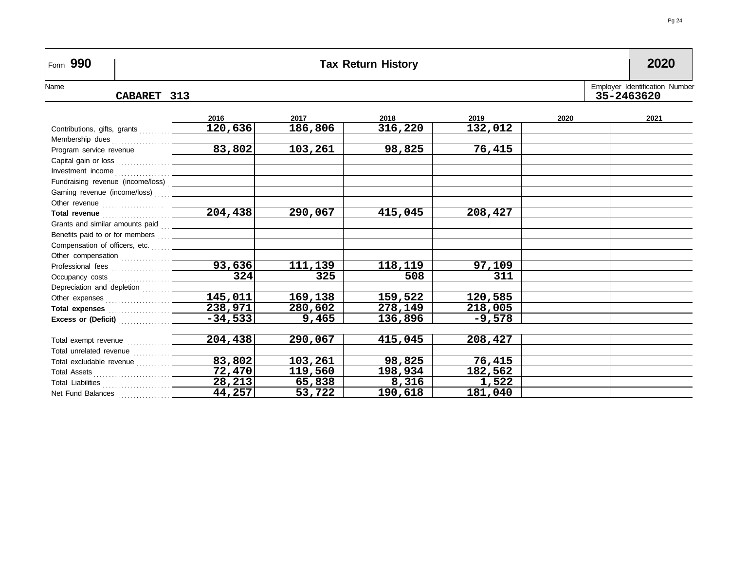# Form 990 — Tax Return History — 2020

Name: **CABARET 313**

Employer Identification Number: **35-2463620**

| | 2016 | 2017 | 2018 | 2019 | 2020 | 2021 |
|---|---|---|---|---|---|---|
| Contributions, gifts, grants | 120,636 | 186,806 | 316,220 | 132,012 | | |
| Membership dues | | | | | | |
| Program service revenue | 83,802 | 103,261 | 98,825 | 76,415 | | |
| Capital gain or loss | | | | | | |
| Investment income | | | | | | |
| Fundraising revenue (income/loss) | | | | | | |
| Gaming revenue (income/loss) | | | | | | |
| Other revenue | | | | | | |
| **Total revenue** | 204,438 | 290,067 | 415,045 | 208,427 | | |
| Grants and similar amounts paid | | | | | | |
| Benefits paid to or for members | | | | | | |
| Compensation of officers, etc. | | | | | | |
| Other compensation | | | | | | |
| Professional fees | 93,636 | 111,139 | 118,119 | 97,109 | | |
| Occupancy costs | 324 | 325 | 508 | 311 | | |
| Depreciation and depletion | | | | | | |
| Other expenses | 145,011 | 169,138 | 159,522 | 120,585 | | |
| **Total expenses** | 238,971 | 280,602 | 278,149 | 218,005 | | |
| **Excess or (Deficit)** | -34,533 | 9,465 | 136,896 | -9,578 | | |
| | | | | | | |
| Total exempt revenue | 204,438 | 290,067 | 415,045 | 208,427 | | |
| Total unrelated revenue | | | | | | |
| Total excludable revenue | 83,802 | 103,261 | 98,825 | 76,415 | | |
| Total Assets | 72,470 | 119,560 | 198,934 | 182,562 | | |
| Total Liabilities | 28,213 | 65,838 | 8,316 | 1,522 | | |
| Net Fund Balances | 44,257 | 53,722 | 190,618 | 181,040 | | |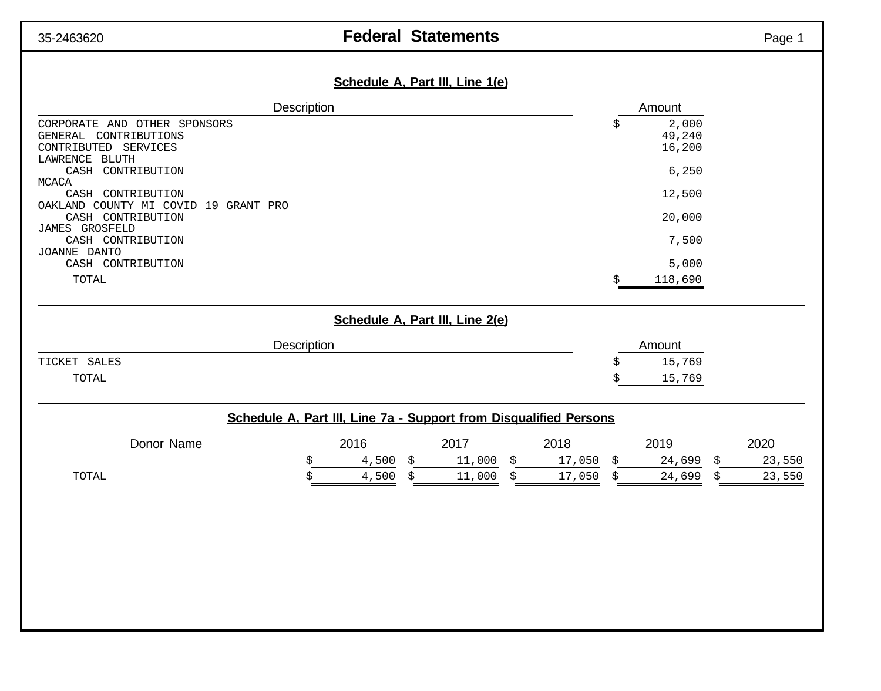35-2463620

# Federal Statements

## Schedule A, Part III, Line 1(e)

| Description | Amount |
|---|---|
| CORPORATE AND OTHER SPONSORS | $ 2,000 |
| GENERAL CONTRIBUTIONS | 49,240 |
| CONTRIBUTED SERVICES | 16,200 |
| LAWRENCE BLUTH | |
| CASH CONTRIBUTION | 6,250 |
| MCACA | |
| CASH CONTRIBUTION | 12,500 |
| OAKLAND COUNTY MI COVID 19 GRANT PRO | |
| CASH CONTRIBUTION | 20,000 |
| JAMES GROSFELD | |
| CASH CONTRIBUTION | 7,500 |
| JOANNE DANTO | |
| CASH CONTRIBUTION | 5,000 |
| TOTAL | $ 118,690 |

## Schedule A, Part III, Line 2(e)

| Description | Amount |
|---|---|
| TICKET SALES | $ 15,769 |
| TOTAL | $ 15,769 |

## Schedule A, Part III, Line 7a - Support from Disqualified Persons

| Donor Name | 2016 | 2017 | 2018 | 2019 | 2020 |
|---|---|---|---|---|---|
| | $ 4,500 | $ 11,000 | $ 17,050 | $ 24,699 | $ 23,550 |
| TOTAL | $ 4,500 | $ 11,000 | $ 17,050 | $ 24,699 | $ 23,550 |